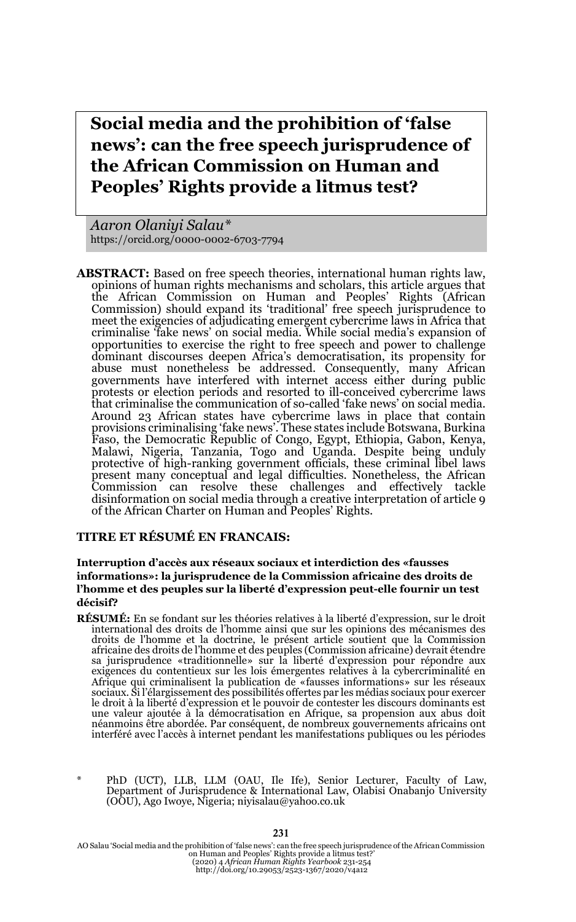# Social media and the prohibition of 'false news': can the free speech jurisprudence of the African Commission on Human and Peoples' Rights provide a litmus test?

*Aaron Olaniyi Salau\**
https://orcid.org/0000-0002-6703-7794

**ABSTRACT:** Based on free speech theories, international human rights law, opinions of human rights mechanisms and scholars, this article argues that the African Commission on Human and Peoples' Rights (African Commission) should expand its 'traditional' free speech jurisprudence to meet the exigencies of adjudicating emergent cybercrime laws in Africa that criminalise 'fake news' on social media. While social media's expansion of opportunities to exercise the right to free speech and power to challenge dominant discourses deepen Africa's democratisation, its propensity for abuse must nonetheless be addressed. Consequently, many African governments have interfered with internet access either during public protests or election periods and resorted to ill-conceived cybercrime laws that criminalise the communication of so-called 'fake news' on social media. Around 23 African states have cybercrime laws in place that contain provisions criminalising 'fake news'. These states include Botswana, Burkina Faso, the Democratic Republic of Congo, Egypt, Ethiopia, Gabon, Kenya, Malawi, Nigeria, Tanzania, Togo and Uganda. Despite being unduly protective of high-ranking government officials, these criminal libel laws present many conceptual and legal difficulties. Nonetheless, the African Commission can resolve these challenges and effectively tackle disinformation on social media through a creative interpretation of article 9 of the African Charter on Human and Peoples' Rights.

**TITRE ET RÉSUMÉ EN FRANCAIS:**

**Interruption d'accès aux réseaux sociaux et interdiction des «fausses informations»: la jurisprudence de la Commission africaine des droits de l'homme et des peuples sur la liberté d'expression peut-elle fournir un test décisif?**

**RÉSUMÉ:** En se fondant sur les théories relatives à la liberté d'expression, sur le droit international des droits de l'homme ainsi que sur les opinions des mécanismes des droits de l'homme et la doctrine, le présent article soutient que la Commission africaine des droits de l'homme et des peuples (Commission africaine) devrait étendre sa jurisprudence «traditionnelle» sur la liberté d'expression pour répondre aux exigences du contentieux sur les lois émergentes relatives à la cybercriminalité en Afrique qui criminalisent la publication de «fausses informations» sur les réseaux sociaux. Si l'élargissement des possibilités offertes par les médias sociaux pour exercer le droit à la liberté d'expression et le pouvoir de contester les discours dominants est une valeur ajoutée à la démocratisation en Afrique, sa propension aux abus doit néanmoins être abordée. Par conséquent, de nombreux gouvernements africains ont interféré avec l'accès à internet pendant les manifestations publiques ou les périodes

\* PhD (UCT), LLB, LLM (OAU, Ile Ife), Senior Lecturer, Faculty of Law, Department of Jurisprudence & International Law, Olabisi Onabanjo University (OOU), Ago Iwoye, Nigeria; niyisalau@yahoo.co.uk

AO Salau 'Social media and the prohibition of 'false news': can the free speech jurisprudence of the African Commission on Human and Peoples' Rights provide a litmus test?' (2020) 4 *African Human Rights Yearbook* 231-254
http://doi.org/10.29053/2523-1367/2020/v4a12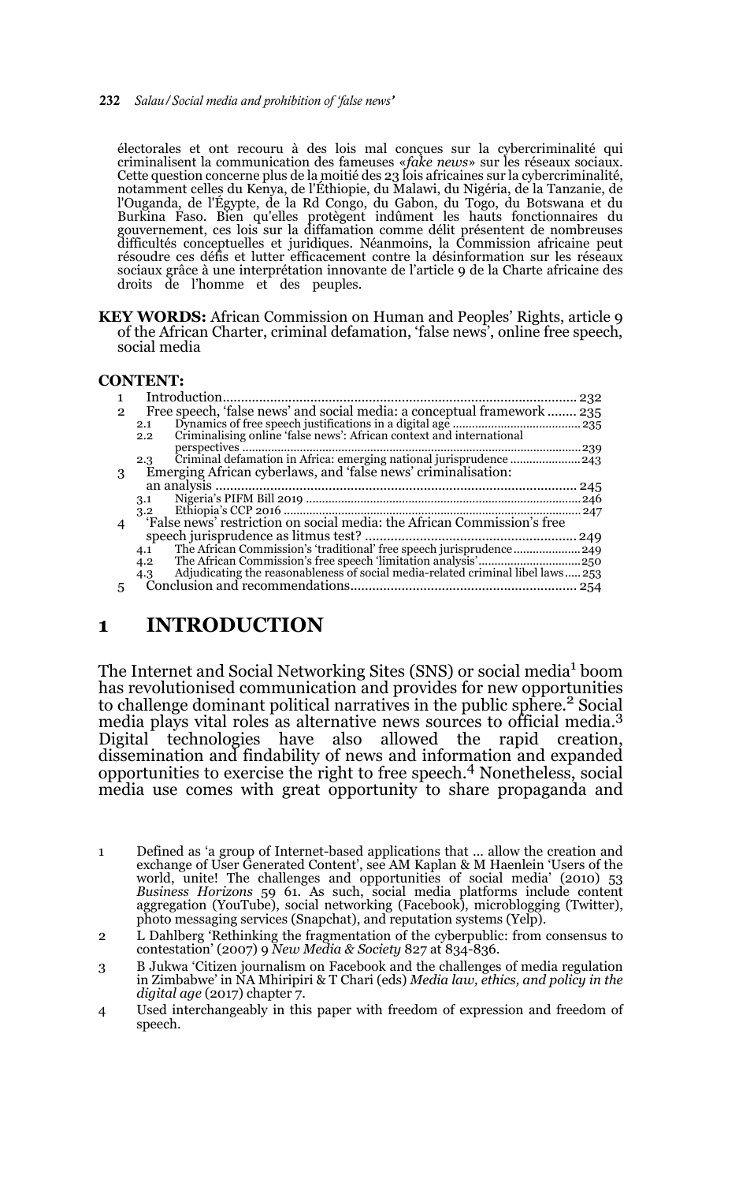électorales et ont recouru à des lois mal conçues sur la cybercriminalité qui criminalisent la communication des fameuses «*fake news*» sur les réseaux sociaux. Cette question concerne plus de la moitié des 23 lois africaines sur la cybercriminalité, notamment celles du Kenya, de l'Éthiopie, du Malawi, du Nigéria, de la Tanzanie, de l'Ouganda, de l'Égypte, de la Rd Congo, du Gabon, du Togo, du Botswana et du Burkina Faso. Bien qu'elles protègent indûment les hauts fonctionnaires du gouvernement, ces lois sur la diffamation comme délit présentent de nombreuses difficultés conceptuelles et juridiques. Néanmoins, la Commission africaine peut résoudre ces défis et lutter efficacement contre la désinformation sur les réseaux sociaux grâce à une interprétation innovante de l'article 9 de la Charte africaine des droits de l'homme et des peuples.

**KEY WORDS:** African Commission on Human and Peoples' Rights, article 9 of the African Charter, criminal defamation, 'false news', online free speech, social media

**CONTENT:**

1 Introduction .... 232
2 Free speech, 'false news' and social media: a conceptual framework .... 235
  2.1 Dynamics of free speech justifications in a digital age .... 235
  2.2 Criminalising online 'false news': African context and international perspectives .... 239
  2.3 Criminal defamation in Africa: emerging national jurisprudence .... 243
3 Emerging African cyberlaws, and 'false news' criminalisation: an analysis .... 245
  3.1 Nigeria's PIFM Bill 2019 .... 246
  3.2 Ethiopia's CCP 2016 .... 247
4 'False news' restriction on social media: the African Commission's free speech jurisprudence as litmus test? .... 249
  4.1 The African Commission's 'traditional' free speech jurisprudence .... 249
  4.2 The African Commission's free speech 'limitation analysis' .... 250
  4.3 Adjudicating the reasonableness of social media-related criminal libel laws .... 253
5 Conclusion and recommendations .... 254

# 1 INTRODUCTION

The Internet and Social Networking Sites (SNS) or social media[1] boom has revolutionised communication and provides for new opportunities to challenge dominant political narratives in the public sphere.[2] Social media plays vital roles as alternative news sources to official media.[3] Digital technologies have also allowed the rapid creation, dissemination and findability of news and information and expanded opportunities to exercise the right to free speech.[4] Nonetheless, social media use comes with great opportunity to share propaganda and

---

1 Defined as 'a group of Internet-based applications that ... allow the creation and exchange of User Generated Content', see AM Kaplan & M Haenlein 'Users of the world, unite! The challenges and opportunities of social media' (2010) 53 *Business Horizons* 59 61. As such, social media platforms include content aggregation (YouTube), social networking (Facebook), microblogging (Twitter), photo messaging services (Snapchat), and reputation systems (Yelp).

2 L Dahlberg 'Rethinking the fragmentation of the cyberpublic: from consensus to contestation' (2007) 9 *New Media & Society* 827 at 834-836.

3 B Jukwa 'Citizen journalism on Facebook and the challenges of media regulation in Zimbabwe' in NA Mhiripiri & T Chari (eds) *Media law, ethics, and policy in the digital age* (2017) chapter 7.

4 Used interchangeably in this paper with freedom of expression and freedom of speech.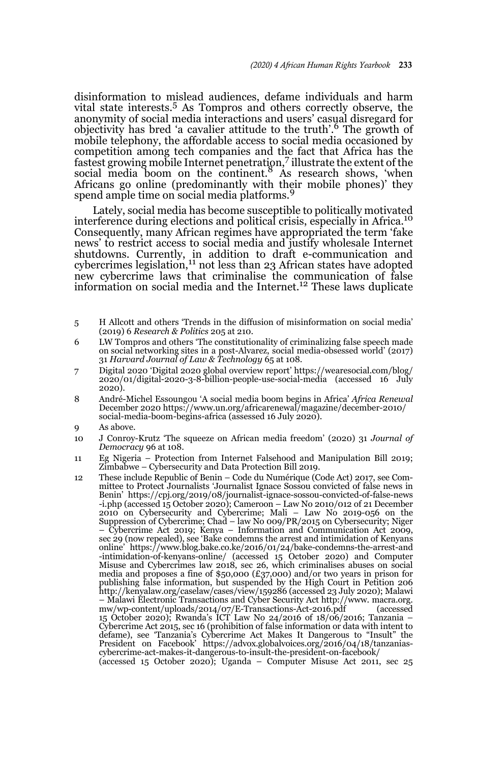disinformation to mislead audiences, defame individuals and harm vital state interests.[5] As Tompros and others correctly observe, the anonymity of social media interactions and users' casual disregard for objectivity has bred 'a cavalier attitude to the truth'.[6] The growth of mobile telephony, the affordable access to social media occasioned by competition among tech companies and the fact that Africa has the fastest growing mobile Internet penetration,[7] illustrate the extent of the social media boom on the continent.[8] As research shows, 'when Africans go online (predominantly with their mobile phones)' they spend ample time on social media platforms.[9]

Lately, social media has become susceptible to politically motivated interference during elections and political crisis, especially in Africa.[10] Consequently, many African regimes have appropriated the term 'fake news' to restrict access to social media and justify wholesale Internet shutdowns. Currently, in addition to draft e-communication and cybercrimes legislation,[11] not less than 23 African states have adopted new cybercrime laws that criminalise the communication of false information on social media and the Internet.[12] These laws duplicate

---

5 H Allcott and others 'Trends in the diffusion of misinformation on social media' (2019) 6 *Research & Politics* 205 at 210.

6 LW Tompros and others 'The constitutionality of criminalizing false speech made on social networking sites in a post-Alvarez, social media-obsessed world' (2017) 31 *Harvard Journal of Law & Technology* 65 at 108.

7 Digital 2020 'Digital 2020 global overview report' https://wearesocial.com/blog/2020/01/digital-2020-3-8-billion-people-use-social-media (accessed 16 July 2020).

8 André-Michel Essoungou 'A social media boom begins in Africa' *Africa Renewal* December 2020 https://www.un.org/africarenewal/magazine/december-2010/social-media-boom-begins-africa (assessed 16 July 2020).

9 As above.

10 J Conroy-Krutz 'The squeeze on African media freedom' (2020) 31 *Journal of Democracy* 96 at 108.

11 Eg Nigeria – Protection from Internet Falsehood and Manipulation Bill 2019; Zimbabwe – Cybersecurity and Data Protection Bill 2019.

12 These include Republic of Benin – Code du Numérique (Code Act) 2017, see Committee to Protect Journalists 'Journalist Ignace Sossou convicted of false news in Benin' https://cpj.org/2019/08/journalist-ignace-sossou-convicted-of-false-news-i.php (accessed 15 October 2020); Cameroon – Law No 2010/012 of 21 December 2010 on Cybersecurity and Cybercrime; Mali – Law No 2019-056 on the Suppression of Cybercrime; Chad – law No 009/PR/2015 on Cybersecurity; Niger – Cybercrime Act 2019; Kenya – Information and Communication Act 2009, sec 29 (now repealed), see 'Bake condemns the arrest and intimidation of Kenyans online' https://www.blog.bake.co.ke/2016/01/24/bake-condemns-the-arrest-and-intimidation-of-kenyans-online/ (accessed 15 October 2020) and Computer Misuse and Cybercrimes law 2018, sec 26, which criminalises abuses on social media and proposes a fine of $50,000 (£37,000) and/or two years in prison for publishing false information, but suspended by the High Court in Petition 206 http://kenyalaw.org/caselaw/cases/view/159286 (accessed 23 July 2020); Malawi – Malawi Electronic Transactions and Cyber Security Act http://www.macra.org.mw/wp-content/uploads/2014/07/E-Transactions-Act-2016.pdf (accessed 15 October 2020); Rwanda's ICT Law No 24/2016 of 18/06/2016; Tanzania – Cybercrime Act 2015, sec 16 (prohibition of false information or data with intent to defame), see 'Tanzania's Cybercrime Act Makes It Dangerous to "Insult" the President on Facebook' https://advox.globalvoices.org/2016/04/18/tanzanias-cybercrime-act-makes-it-dangerous-to-insult-the-president-on-facebook/ (accessed 15 October 2020); Uganda – Computer Misuse Act 2011, sec 25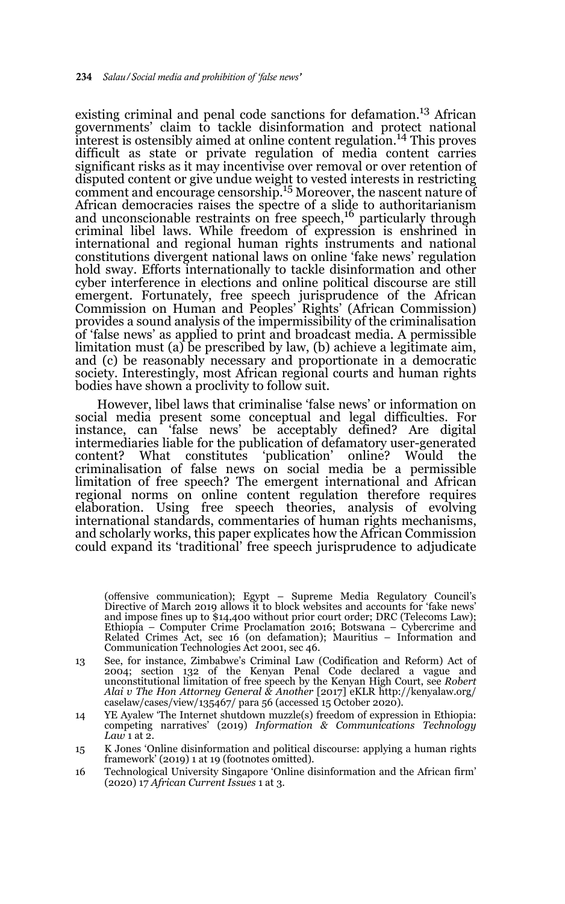existing criminal and penal code sanctions for defamation.[13] African governments' claim to tackle disinformation and protect national interest is ostensibly aimed at online content regulation.[14] This proves difficult as state or private regulation of media content carries significant risks as it may incentivise over removal or over retention of disputed content or give undue weight to vested interests in restricting comment and encourage censorship.[15] Moreover, the nascent nature of African democracies raises the spectre of a slide to authoritarianism and unconscionable restraints on free speech,[16] particularly through criminal libel laws. While freedom of expression is enshrined in international and regional human rights instruments and national constitutions divergent national laws on online 'fake news' regulation hold sway. Efforts internationally to tackle disinformation and other cyber interference in elections and online political discourse are still emergent. Fortunately, free speech jurisprudence of the African Commission on Human and Peoples' Rights (African Commission) provides a sound analysis of the impermissibility of the criminalisation of 'false news' as applied to print and broadcast media. A permissible limitation must (a) be prescribed by law, (b) achieve a legitimate aim, and (c) be reasonably necessary and proportionate in a democratic society. Interestingly, most African regional courts and human rights bodies have shown a proclivity to follow suit.

However, libel laws that criminalise 'false news' or information on social media present some conceptual and legal difficulties. For instance, can 'false news' be acceptably defined? Are digital intermediaries liable for the publication of defamatory user-generated content? What constitutes 'publication' online? Would the criminalisation of false news on social media be a permissible limitation of free speech? The emergent international and African regional norms on online content regulation therefore requires elaboration. Using free speech theories, analysis of evolving international standards, commentaries of human rights mechanisms, and scholarly works, this paper explicates how the African Commission could expand its 'traditional' free speech jurisprudence to adjudicate

(offensive communication); Egypt – Supreme Media Regulatory Council's Directive of March 2019 allows it to block websites and accounts for 'fake news' and impose fines up to $14,400 without prior court order; DRC (Telecoms Law); Ethiopia – Computer Crime Proclamation 2016; Botswana – Cybercrime and Related Crimes Act, sec 16 (on defamation); Mauritius – Information and Communication Technologies Act 2001, sec 46.

13 See, for instance, Zimbabwe's Criminal Law (Codification and Reform) Act of 2004; section 132 of the Kenyan Penal Code declared a vague and unconstitutional limitation of free speech by the Kenyan High Court, see *Robert Alai v The Hon Attorney General & Another* [2017] eKLR http://kenyalaw.org/caselaw/cases/view/135467/ para 56 (accessed 15 October 2020).

14 YE Ayalew 'The Internet shutdown muzzle(s) freedom of expression in Ethiopia: competing narratives' (2019) *Information & Communications Technology Law* 1 at 2.

15 K Jones 'Online disinformation and political discourse: applying a human rights framework' (2019) 1 at 19 (footnotes omitted).

16 Technological University Singapore 'Online disinformation and the African firm' (2020) 17 *African Current Issues* 1 at 3.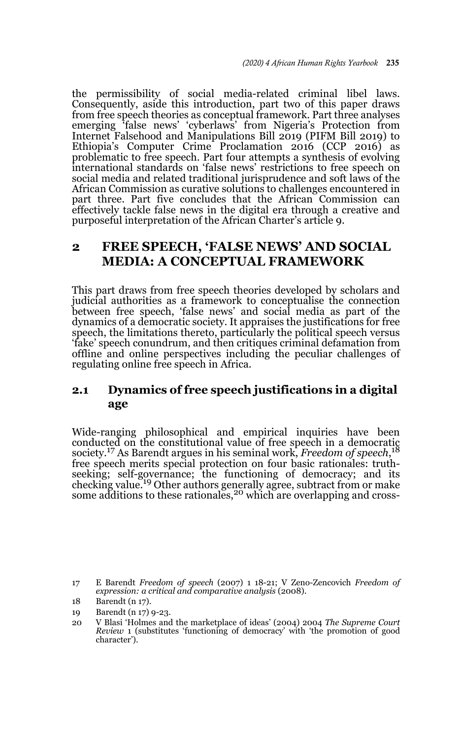the permissibility of social media-related criminal libel laws. Consequently, aside this introduction, part two of this paper draws from free speech theories as conceptual framework. Part three analyses emerging 'false news' 'cyberlaws' from Nigeria's Protection from Internet Falsehood and Manipulations Bill 2019 (PIFM Bill 2019) to Ethiopia's Computer Crime Proclamation 2016 (CCP 2016) as problematic to free speech. Part four attempts a synthesis of evolving international standards on 'false news' restrictions to free speech on social media and related traditional jurisprudence and soft laws of the African Commission as curative solutions to challenges encountered in part three. Part five concludes that the African Commission can effectively tackle false news in the digital era through a creative and purposeful interpretation of the African Charter's article 9.

## 2 FREE SPEECH, 'FALSE NEWS' AND SOCIAL MEDIA: A CONCEPTUAL FRAMEWORK

This part draws from free speech theories developed by scholars and judicial authorities as a framework to conceptualise the connection between free speech, 'false news' and social media as part of the dynamics of a democratic society. It appraises the justifications for free speech, the limitations thereto, particularly the political speech versus 'fake' speech conundrum, and then critiques criminal defamation from offline and online perspectives including the peculiar challenges of regulating online free speech in Africa.

### 2.1 Dynamics of free speech justifications in a digital age

Wide-ranging philosophical and empirical inquiries have been conducted on the constitutional value of free speech in a democratic society.[17] As Barendt argues in his seminal work, *Freedom of speech*,[18] free speech merits special protection on four basic rationales: truth-seeking; self-governance; the functioning of democracy; and its checking value.[19] Other authors generally agree, subtract from or make some additions to these rationales,[20] which are overlapping and cross-

---

17 E Barendt *Freedom of speech* (2007) 1 18-21; V Zeno-Zencovich *Freedom of expression: a critical and comparative analysis* (2008).

18 Barendt (n 17).

19 Barendt (n 17) 9-23.

20 V Blasi 'Holmes and the marketplace of ideas' (2004) 2004 *The Supreme Court Review* 1 (substitutes 'functioning of democracy' with 'the promotion of good character').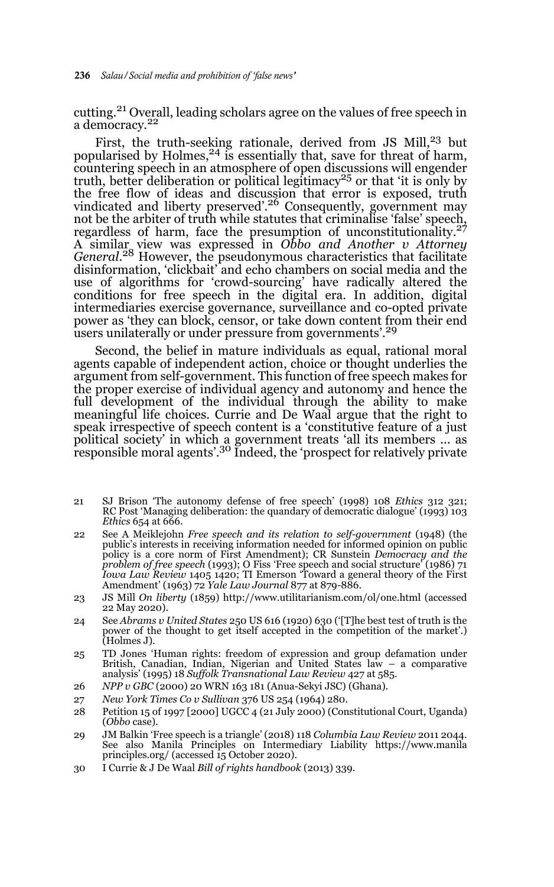cutting.[21] Overall, leading scholars agree on the values of free speech in a democracy.[22]

First, the truth-seeking rationale, derived from JS Mill,[23] but popularised by Holmes,[24] is essentially that, save for threat of harm, countering speech in an atmosphere of open discussions will engender truth, better deliberation or political legitimacy[25] or that 'it is only by the free flow of ideas and discussion that error is exposed, truth vindicated and liberty preserved'.[26] Consequently, government may not be the arbiter of truth while statutes that criminalise 'false' speech, regardless of harm, face the presumption of unconstitutionality.[27] A similar view was expressed in *Obbo and Another v Attorney General*.[28] However, the pseudonymous characteristics that facilitate disinformation, 'clickbait' and echo chambers on social media and the use of algorithms for 'crowd-sourcing' have radically altered the conditions for free speech in the digital era. In addition, digital intermediaries exercise governance, surveillance and co-opted private power as 'they can block, censor, or take down content from their end users unilaterally or under pressure from governments'.[29]

Second, the belief in mature individuals as equal, rational moral agents capable of independent action, choice or thought underlies the argument from self-government. This function of free speech makes for the proper exercise of individual agency and autonomy and hence the full development of the individual through the ability to make meaningful life choices. Currie and De Waal argue that the right to speak irrespective of speech content is a 'constitutive feature of a just political society' in which a government treats 'all its members … as responsible moral agents'.[30] Indeed, the 'prospect for relatively private

---

21 SJ Brison 'The autonomy defense of free speech' (1998) 108 *Ethics* 312 321; RC Post 'Managing deliberation: the quandary of democratic dialogue' (1993) 103 *Ethics* 654 at 666.

22 See A Meiklejohn *Free speech and its relation to self-government* (1948) (the public's interests in receiving information needed for informed opinion on public policy is a core norm of First Amendment); CR Sunstein *Democracy and the problem of free speech* (1993); O Fiss 'Free speech and social structure' (1986) 71 *Iowa Law Review* 1405 1420; TI Emerson 'Toward a general theory of the First Amendment' (1963) 72 *Yale Law Journal* 877 at 879-886.

23 JS Mill *On liberty* (1859) http://www.utilitarianism.com/ol/one.html (accessed 22 May 2020).

24 See *Abrams v United States* 250 US 616 (1920) 630 ('[T]he best test of truth is the power of the thought to get itself accepted in the competition of the market'.) (Holmes J).

25 TD Jones 'Human rights: freedom of expression and group defamation under British, Canadian, Indian, Nigerian and United States law – a comparative analysis' (1995) 18 *Suffolk Transnational Law Review* 427 at 585.

26 *NPP v GBC* (2000) 20 WRN 163 181 (Anua-Sekyi JSC) (Ghana).

27 *New York Times Co v Sullivan* 376 US 254 (1964) 280.

28 Petition 15 of 1997 [2000] UGCC 4 (21 July 2000) (Constitutional Court, Uganda) (*Obbo* case).

29 JM Balkin 'Free speech is a triangle' (2018) 118 *Columbia Law Review* 2011 2044. See also Manila Principles on Intermediary Liability https://www.manilaprinciples.org/ (accessed 15 October 2020).

30 I Currie & J De Waal *Bill of rights handbook* (2013) 339.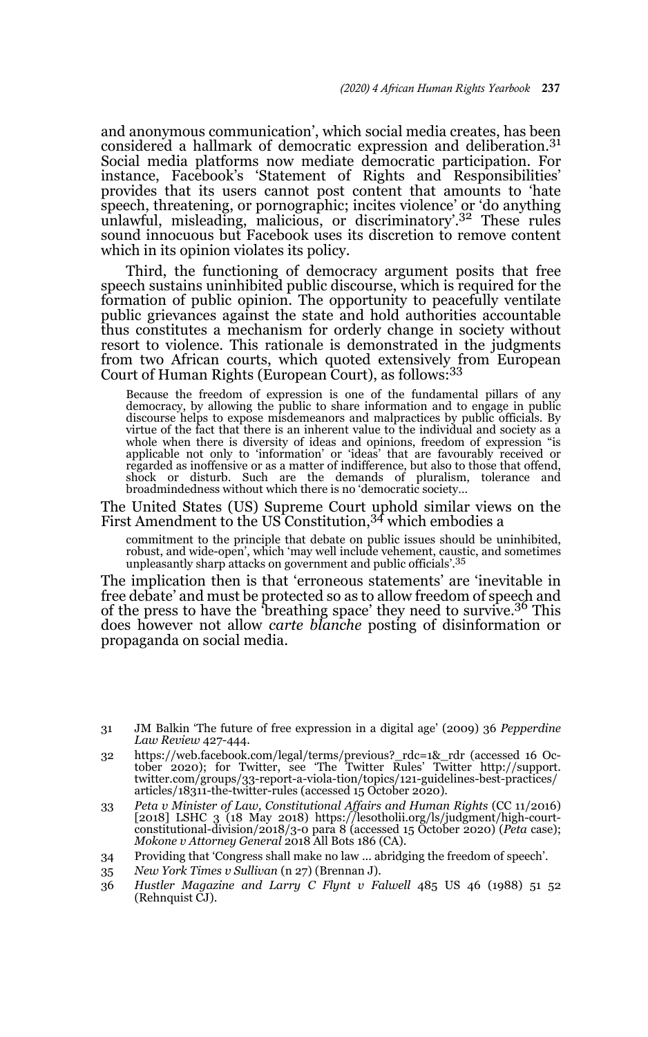and anonymous communication', which social media creates, has been considered a hallmark of democratic expression and deliberation.[31] Social media platforms now mediate democratic participation. For instance, Facebook's 'Statement of Rights and Responsibilities' provides that its users cannot post content that amounts to 'hate speech, threatening, or pornographic; incites violence' or 'do anything unlawful, misleading, malicious, or discriminatory'.[32] These rules sound innocuous but Facebook uses its discretion to remove content which in its opinion violates its policy.

Third, the functioning of democracy argument posits that free speech sustains uninhibited public discourse, which is required for the formation of public opinion. The opportunity to peacefully ventilate public grievances against the state and hold authorities accountable thus constitutes a mechanism for orderly change in society without resort to violence. This rationale is demonstrated in the judgments from two African courts, which quoted extensively from European Court of Human Rights (European Court), as follows:[33]

> Because the freedom of expression is one of the fundamental pillars of any democracy, by allowing the public to share information and to engage in public discourse helps to expose misdemeanors and malpractices by public officials. By virtue of the fact that there is an inherent value to the individual and society as a whole when there is diversity of ideas and opinions, freedom of expression "is applicable not only to 'information' or 'ideas' that are favourably received or regarded as inoffensive or as a matter of indifference, but also to those that offend, shock or disturb. Such are the demands of pluralism, tolerance and broadmindedness without which there is no 'democratic society…

The United States (US) Supreme Court uphold similar views on the First Amendment to the US Constitution,[34] which embodies a

> commitment to the principle that debate on public issues should be uninhibited, robust, and wide-open', which 'may well include vehement, caustic, and sometimes unpleasantly sharp attacks on government and public officials'.[35]

The implication then is that 'erroneous statements' are 'inevitable in free debate' and must be protected so as to allow freedom of speech and of the press to have the 'breathing space' they need to survive.[36] This does however not allow *carte blanche* posting of disinformation or propaganda on social media.

---

31 JM Balkin 'The future of free expression in a digital age' (2009) 36 *Pepperdine Law Review* 427-444.

32 https://web.facebook.com/legal/terms/previous?_rdc=1&_rdr (accessed 16 October 2020); for Twitter, see 'The Twitter Rules' Twitter http://support.twitter.com/groups/33-report-a-viola-tion/topics/121-guidelines-best-practices/articles/18311-the-twitter-rules (accessed 15 October 2020).

33 *Peta v Minister of Law, Constitutional Affairs and Human Rights* (CC 11/2016) [2018] LSHC 3 (18 May 2018) https://lesotholii.org/ls/judgment/high-court-constitutional-division/2018/3-0 para 8 (accessed 15 October 2020) (*Peta* case); *Mokone v Attorney General* 2018 All Bots 186 (CA).

34 Providing that 'Congress shall make no law … abridging the freedom of speech'.

35 *New York Times v Sullivan* (n 27) (Brennan J).

36 *Hustler Magazine and Larry C Flynt v Falwell* 485 US 46 (1988) 51 52 (Rehnquist CJ).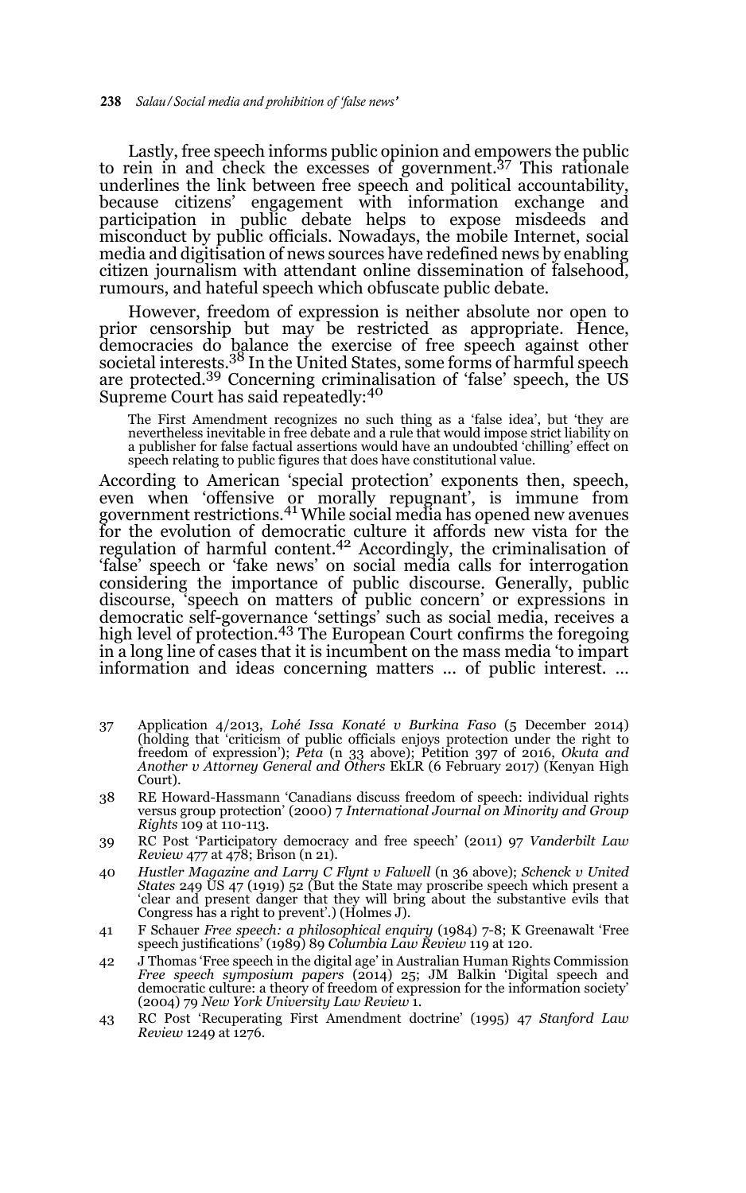Lastly, free speech informs public opinion and empowers the public to rein in and check the excesses of government.[37] This rationale underlines the link between free speech and political accountability, because citizens' engagement with information exchange and participation in public debate helps to expose misdeeds and misconduct by public officials. Nowadays, the mobile Internet, social media and digitisation of news sources have redefined news by enabling citizen journalism with attendant online dissemination of falsehood, rumours, and hateful speech which obfuscate public debate.

However, freedom of expression is neither absolute nor open to prior censorship but may be restricted as appropriate. Hence, democracies do balance the exercise of free speech against other societal interests.[38] In the United States, some forms of harmful speech are protected.[39] Concerning criminalisation of 'false' speech, the US Supreme Court has said repeatedly:[40]

> The First Amendment recognizes no such thing as a 'false idea', but 'they are nevertheless inevitable in free debate and a rule that would impose strict liability on a publisher for false factual assertions would have an undoubted 'chilling' effect on speech relating to public figures that does have constitutional value.

According to American 'special protection' exponents then, speech, even when 'offensive or morally repugnant', is immune from government restrictions.[41] While social media has opened new avenues for the evolution of democratic culture it affords new vista for the regulation of harmful content.[42] Accordingly, the criminalisation of 'false' speech or 'fake news' on social media calls for interrogation considering the importance of public discourse. Generally, public discourse, 'speech on matters of public concern' or expressions in democratic self-governance 'settings' such as social media, receives a high level of protection.[43] The European Court confirms the foregoing in a long line of cases that it is incumbent on the mass media 'to impart information and ideas concerning matters … of public interest. …

37 Application 4/2013, *Lohé Issa Konaté v Burkina Faso* (5 December 2014) (holding that 'criticism of public officials enjoys protection under the right to freedom of expression'); *Peta* (n 33 above); Petition 397 of 2016, *Okuta and Another v Attorney General and Others* EkLR (6 February 2017) (Kenyan High Court).

38 RE Howard-Hassmann 'Canadians discuss freedom of speech: individual rights versus group protection' (2000) 7 *International Journal on Minority and Group Rights* 109 at 110-113.

39 RC Post 'Participatory democracy and free speech' (2011) 97 *Vanderbilt Law Review* 477 at 478; Brison (n 21).

40 *Hustler Magazine and Larry C Flynt v Falwell* (n 36 above); *Schenck v United States* 249 US 47 (1919) 52 (But the State may proscribe speech which present a 'clear and present danger that they will bring about the substantive evils that Congress has a right to prevent'.) (Holmes J).

41 F Schauer *Free speech: a philosophical enquiry* (1984) 7-8; K Greenawalt 'Free speech justifications' (1989) 89 *Columbia Law Review* 119 at 120.

42 J Thomas 'Free speech in the digital age' in Australian Human Rights Commission *Free speech symposium papers* (2014) 25; JM Balkin 'Digital speech and democratic culture: a theory of freedom of expression for the information society' (2004) 79 *New York University Law Review* 1.

43 RC Post 'Recuperating First Amendment doctrine' (1995) 47 *Stanford Law Review* 1249 at 1276.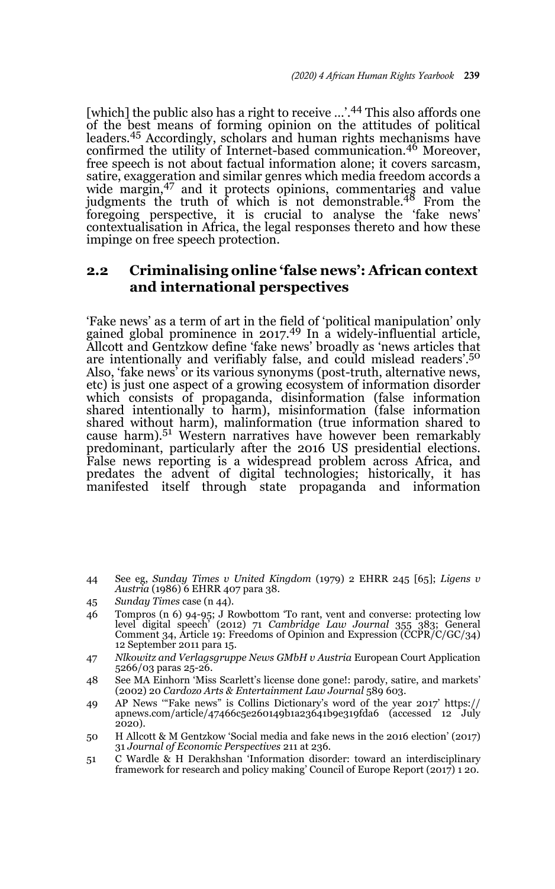[which] the public also has a right to receive ...'.[44] This also affords one of the best means of forming opinion on the attitudes of political leaders.[45] Accordingly, scholars and human rights mechanisms have confirmed the utility of Internet-based communication.[46] Moreover, free speech is not about factual information alone; it covers sarcasm, satire, exaggeration and similar genres which media freedom accords a wide margin,[47] and it protects opinions, commentaries and value judgments the truth of which is not demonstrable.[48] From the foregoing perspective, it is crucial to analyse the 'fake news' contextualisation in Africa, the legal responses thereto and how these impinge on free speech protection.

## 2.2 Criminalising online 'false news': African context and international perspectives

'Fake news' as a term of art in the field of 'political manipulation' only gained global prominence in 2017.[49] In a widely-influential article, Allcott and Gentzkow define 'fake news' broadly as 'news articles that are intentionally and verifiably false, and could mislead readers'.[50] Also, 'fake news' or its various synonyms (post-truth, alternative news, etc) is just one aspect of a growing ecosystem of information disorder which consists of propaganda, disinformation (false information shared intentionally to harm), misinformation (false information shared without harm), malinformation (true information shared to cause harm).[51] Western narratives have however been remarkably predominant, particularly after the 2016 US presidential elections. False news reporting is a widespread problem across Africa, and predates the advent of digital technologies; historically, it has manifested itself through state propaganda and information

44 See eg, *Sunday Times v United Kingdom* (1979) 2 EHRR 245 [65]; *Ligens v Austria* (1986) 6 EHRR 407 para 38.

45 *Sunday Times* case (n 44).

46 Tompros (n 6) 94-95; J Rowbottom 'To rant, vent and converse: protecting low level digital speech' (2012) 71 *Cambridge Law Journal* 355 383; General Comment 34, Article 19: Freedoms of Opinion and Expression (CCPR/C/GC/34) 12 September 2011 para 15.

47 *Nlkowitz and Verlagsgruppe News GMbH v Austria* European Court Application 5266/03 paras 25-26.

48 See MA Einhorn 'Miss Scarlett's license done gone!: parody, satire, and markets' (2002) 20 *Cardozo Arts & Entertainment Law Journal* 589 603.

49 AP News '"Fake news" is Collins Dictionary's word of the year 2017' https://apnews.com/article/47466c5e260149b1a23641b9e319fda6 (accessed 12 July 2020).

50 H Allcott & M Gentzkow 'Social media and fake news in the 2016 election' (2017) 31 *Journal of Economic Perspectives* 211 at 236.

51 C Wardle & H Derakhshan 'Information disorder: toward an interdisciplinary framework for research and policy making' Council of Europe Report (2017) 1 20.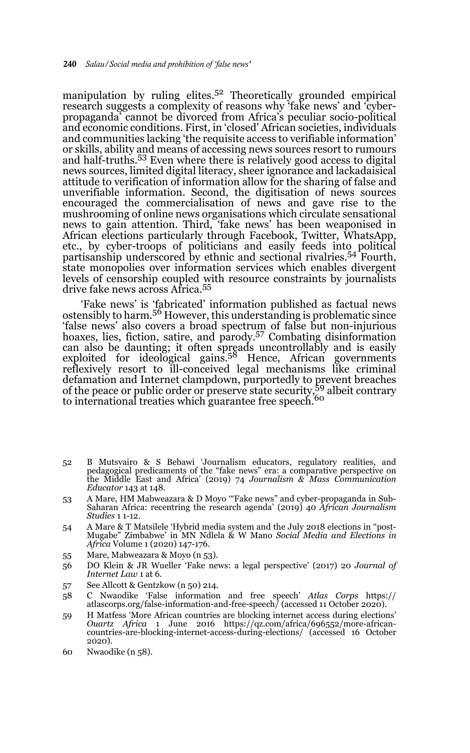manipulation by ruling elites.[52] Theoretically grounded empirical research suggests a complexity of reasons why 'fake news' and 'cyber-propaganda' cannot be divorced from Africa's peculiar socio-political and economic conditions. First, in 'closed' African societies, individuals and communities lacking 'the requisite access to verifiable information' or skills, ability and means of accessing news sources resort to rumours and half-truths.[53] Even where there is relatively good access to digital news sources, limited digital literacy, sheer ignorance and lackadaisical attitude to verification of information allow for the sharing of false and unverifiable information. Second, the digitisation of news sources encouraged the commercialisation of news and gave rise to the mushrooming of online news organisations which circulate sensational news to gain attention. Third, 'fake news' has been weaponised in African elections particularly through Facebook, Twitter, WhatsApp, etc., by cyber-troops of politicians and easily feeds into political partisanship underscored by ethnic and sectional rivalries.[54] Fourth, state monopolies over information services which enables divergent levels of censorship coupled with resource constraints by journalists drive fake news across Africa.[55]

'Fake news' is 'fabricated' information published as factual news ostensibly to harm.[56] However, this understanding is problematic since 'false news' also covers a broad spectrum of false but non-injurious hoaxes, lies, fiction, satire, and parody.[57] Combating disinformation can also be daunting; it often spreads uncontrollably and is easily exploited for ideological gains.[58] Hence, African governments reflexively resort to ill-conceived legal mechanisms like criminal defamation and Internet clampdown, purportedly to prevent breaches of the peace or public order or preserve state security,[59] albeit contrary to international treaties which guarantee free speech.[60]

52 B Mutsvairo & S Bebawi 'Journalism educators, regulatory realities, and pedagogical predicaments of the "fake news" era: a comparative perspective on the Middle East and Africa' (2019) 74 *Journalism & Mass Communication Educator* 143 at 148.

53 A Mare, HM Mabweazara & D Moyo '"Fake news" and cyber-propaganda in Sub-Saharan Africa: recentring the research agenda' (2019) 40 *African Journalism Studies* 1 1-12.

54 A Mare & T Matsilele 'Hybrid media system and the July 2018 elections in "post-Mugabe" Zimbabwe' in MN Ndlela & W Mano *Social Media and Elections in Africa* Volume 1 (2020) 147-176.

55 Mare, Mabweazara & Moyo (n 53).

56 DO Klein & JR Wueller 'Fake news: a legal perspective' (2017) 20 *Journal of Internet Law* 1 at 6.

57 See Allcott & Gentzkow (n 50) 214.

58 C Nwaodike 'False information and free speech' *Atlas Corps* https://atlascorps.org/false-information-and-free-speech/ (accessed 11 October 2020).

59 H Matfess 'More African countries are blocking internet access during elections' *Quartz Africa* 1 June 2016 https://qz.com/africa/696552/more-african-countries-are-blocking-internet-access-during-elections/ (accessed 16 October 2020).

60 Nwaodike (n 58).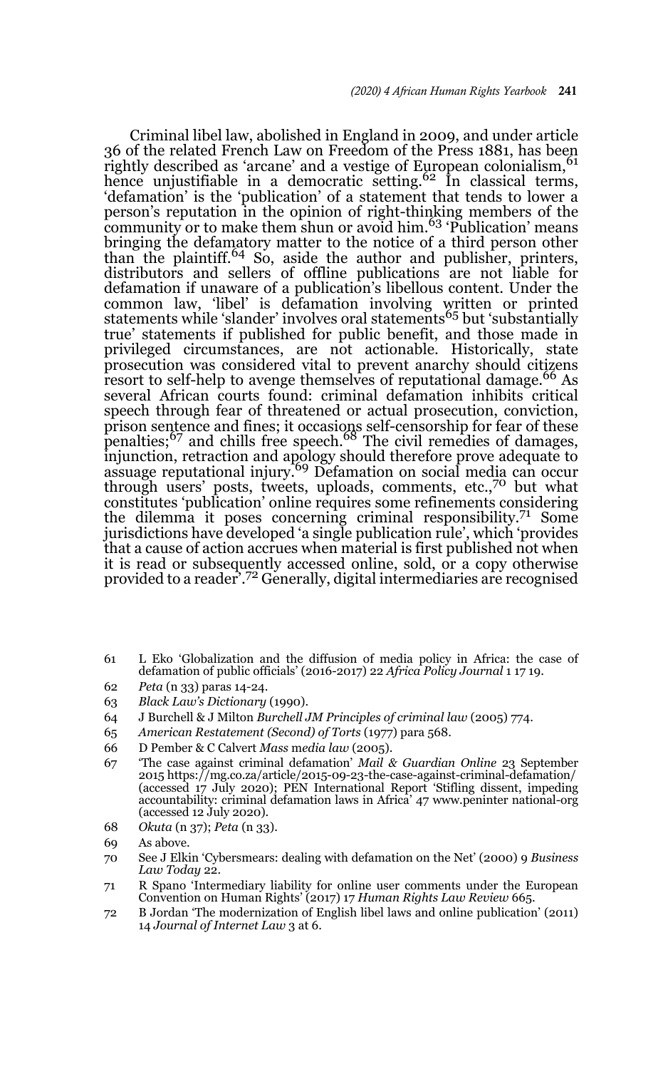Criminal libel law, abolished in England in 2009, and under article 36 of the related French Law on Freedom of the Press 1881, has been rightly described as 'arcane' and a vestige of European colonialism,[61] hence unjustifiable in a democratic setting.[62] In classical terms, 'defamation' is the 'publication' of a statement that tends to lower a person's reputation in the opinion of right-thinking members of the community or to make them shun or avoid him.[63] 'Publication' means bringing the defamatory matter to the notice of a third person other than the plaintiff.[64] So, aside the author and publisher, printers, distributors and sellers of offline publications are not liable for defamation if unaware of a publication's libellous content. Under the common law, 'libel' is defamation involving written or printed statements while 'slander' involves oral statements[65] but 'substantially true' statements if published for public benefit, and those made in privileged circumstances, are not actionable. Historically, state prosecution was considered vital to prevent anarchy should citizens resort to self-help to avenge themselves of reputational damage.[66] As several African courts found: criminal defamation inhibits critical speech through fear of threatened or actual prosecution, conviction, prison sentence and fines; it occasions self-censorship for fear of these penalties;[67] and chills free speech.[68] The civil remedies of damages, injunction, retraction and apology should therefore prove adequate to assuage reputational injury.[69] Defamation on social media can occur through users' posts, tweets, uploads, comments, etc.,[70] but what constitutes 'publication' online requires some refinements considering the dilemma it poses concerning criminal responsibility.[71] Some jurisdictions have developed 'a single publication rule', which 'provides that a cause of action accrues when material is first published not when it is read or subsequently accessed online, sold, or a copy otherwise provided to a reader'.[72] Generally, digital intermediaries are recognised

61 L Eko 'Globalization and the diffusion of media policy in Africa: the case of defamation of public officials' (2016-2017) 22 *Africa Policy Journal* 1 17 19.

62 *Peta* (n 33) paras 14-24.

63 *Black Law's Dictionary* (1990).

64 J Burchell & J Milton *Burchell JM Principles of criminal law* (2005) 774.

65 *American Restatement (Second) of Torts* (1977) para 568.

66 D Pember & C Calvert *Mass media law* (2005).

67 'The case against criminal defamation' *Mail & Guardian Online* 23 September 2015 https://mg.co.za/article/2015-09-23-the-case-against-criminal-defamation/ (accessed 17 July 2020); PEN International Report 'Stifling dissent, impeding accountability: criminal defamation laws in Africa' 47 www.peninter national-org (accessed 12 July 2020).

68 *Okuta* (n 37); *Peta* (n 33).

69 As above.

70 See J Elkin 'Cybersmears: dealing with defamation on the Net' (2000) 9 *Business Law Today* 22.

71 R Spano 'Intermediary liability for online user comments under the European Convention on Human Rights' (2017) 17 *Human Rights Law Review* 665.

72 B Jordan 'The modernization of English libel laws and online publication' (2011) 14 *Journal of Internet Law* 3 at 6.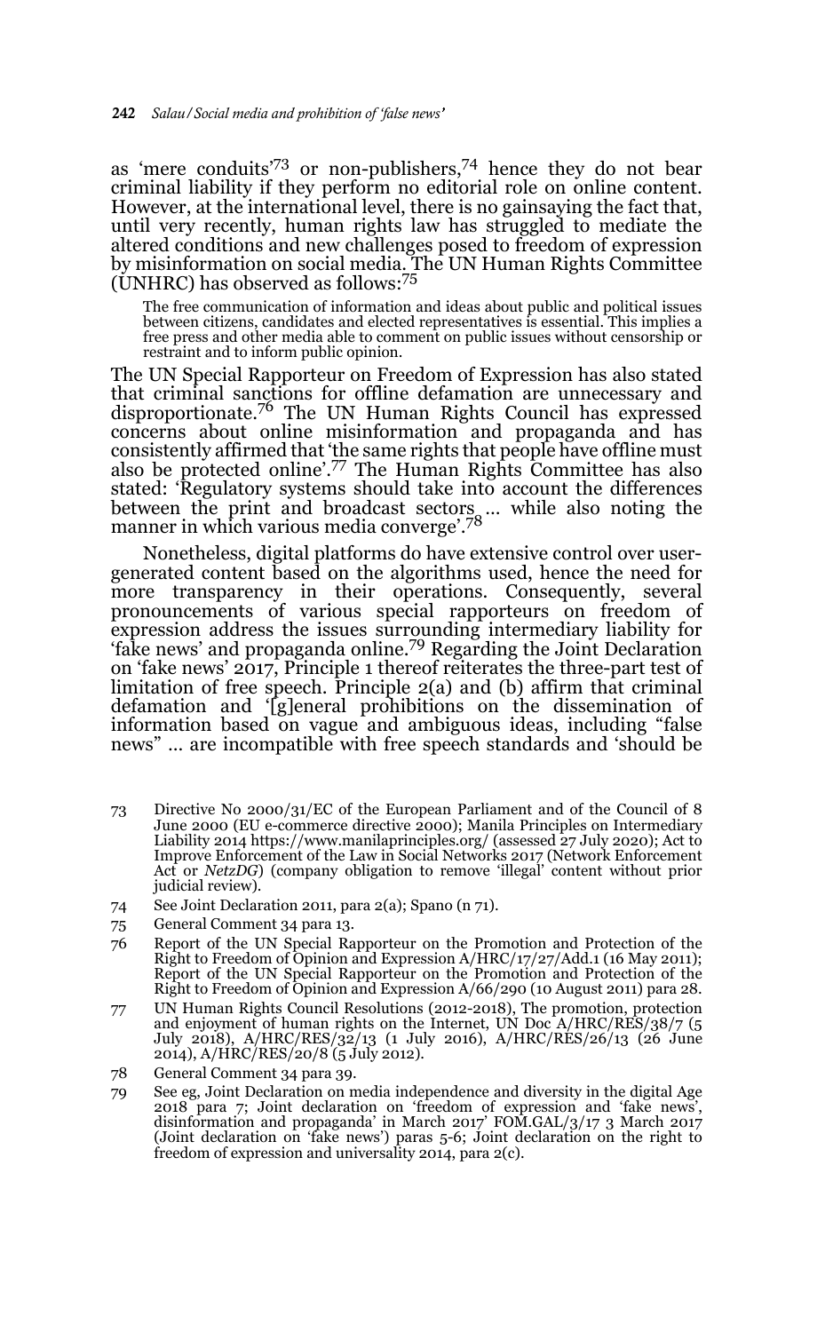as 'mere conduits'[73] or non-publishers,[74] hence they do not bear criminal liability if they perform no editorial role on online content. However, at the international level, there is no gainsaying the fact that, until very recently, human rights law has struggled to mediate the altered conditions and new challenges posed to freedom of expression by misinformation on social media. The UN Human Rights Committee (UNHRC) has observed as follows:[75]

> The free communication of information and ideas about public and political issues between citizens, candidates and elected representatives is essential. This implies a free press and other media able to comment on public issues without censorship or restraint and to inform public opinion.

The UN Special Rapporteur on Freedom of Expression has also stated that criminal sanctions for offline defamation are unnecessary and disproportionate.[76] The UN Human Rights Council has expressed concerns about online misinformation and propaganda and has consistently affirmed that 'the same rights that people have offline must also be protected online'.[77] The Human Rights Committee has also stated: 'Regulatory systems should take into account the differences between the print and broadcast sectors ... while also noting the manner in which various media converge'.[78]

Nonetheless, digital platforms do have extensive control over user-generated content based on the algorithms used, hence the need for more transparency in their operations. Consequently, several pronouncements of various special rapporteurs on freedom of expression address the issues surrounding intermediary liability for 'fake news' and propaganda online.[79] Regarding the Joint Declaration on 'fake news' 2017, Principle 1 thereof reiterates the three-part test of limitation of free speech. Principle 2(a) and (b) affirm that criminal defamation and '[g]eneral prohibitions on the dissemination of information based on vague and ambiguous ideas, including "false news" ... are incompatible with free speech standards and 'should be

---

73 Directive No 2000/31/EC of the European Parliament and of the Council of 8 June 2000 (EU e-commerce directive 2000); Manila Principles on Intermediary Liability 2014 https://www.manilaprinciples.org/ (assessed 27 July 2020); Act to Improve Enforcement of the Law in Social Networks 2017 (Network Enforcement Act or *NetzDG*) (company obligation to remove 'illegal' content without prior judicial review).

74 See Joint Declaration 2011, para 2(a); Spano (n 71).

75 General Comment 34 para 13.

76 Report of the UN Special Rapporteur on the Promotion and Protection of the Right to Freedom of Opinion and Expression A/HRC/17/27/Add.1 (16 May 2011); Report of the UN Special Rapporteur on the Promotion and Protection of the Right to Freedom of Opinion and Expression A/66/290 (10 August 2011) para 28.

77 UN Human Rights Council Resolutions (2012-2018), The promotion, protection and enjoyment of human rights on the Internet, UN Doc A/HRC/RES/38/7 (5 July 2018), A/HRC/RES/32/13 (1 July 2016), A/HRC/RES/26/13 (26 June 2014), A/HRC/RES/20/8 (5 July 2012).

78 General Comment 34 para 39.

79 See eg, Joint Declaration on media independence and diversity in the digital Age 2018 para 7; Joint declaration on 'freedom of expression and 'fake news', disinformation and propaganda' in March 2017' FOM.GAL/3/17 3 March 2017 (Joint declaration on 'fake news') paras 5-6; Joint declaration on the right to freedom of expression and universality 2014, para 2(c).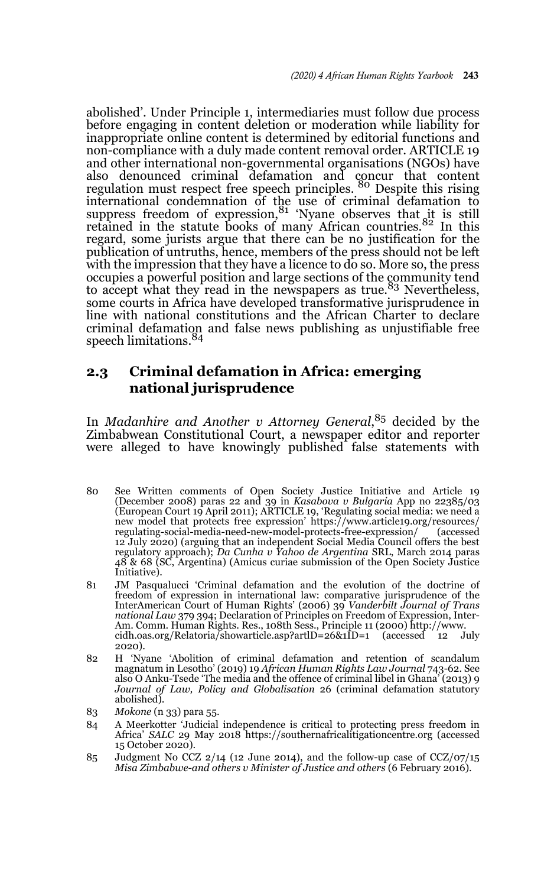abolished'. Under Principle 1, intermediaries must follow due process before engaging in content deletion or moderation while liability for inappropriate online content is determined by editorial functions and non-compliance with a duly made content removal order. ARTICLE 19 and other international non-governmental organisations (NGOs) have also denounced criminal defamation and concur that content regulation must respect free speech principles.[80] Despite this rising international condemnation of the use of criminal defamation to suppress freedom of expression,[81] 'Nyane observes that it is still retained in the statute books of many African countries.[82] In this regard, some jurists argue that there can be no justification for the publication of untruths, hence, members of the press should not be left with the impression that they have a licence to do so. More so, the press occupies a powerful position and large sections of the community tend to accept what they read in the newspapers as true.[83] Nevertheless, some courts in Africa have developed transformative jurisprudence in line with national constitutions and the African Charter to declare criminal defamation and false news publishing as unjustifiable free speech limitations.[84]

## 2.3 Criminal defamation in Africa: emerging national jurisprudence

In *Madanhire and Another v Attorney General*,[85] decided by the Zimbabwean Constitutional Court, a newspaper editor and reporter were alleged to have knowingly published false statements with

---

80 See Written comments of Open Society Justice Initiative and Article 19 (December 2008) paras 22 and 39 in *Kasabova v Bulgaria* App no 22385/03 (European Court 19 April 2011); ARTICLE 19, 'Regulating social media: we need a new model that protects free expression' https://www.article19.org/resources/regulating-social-media-need-new-model-protects-free-expression/ (accessed 12 July 2020) (arguing that an independent Social Media Council offers the best regulatory approach); *Da Cunha v Yahoo de Argentina* SRL, March 2014 paras 48 & 68 (SC, Argentina) (Amicus curiae submission of the Open Society Justice Initiative).

81 JM Pasqualucci 'Criminal defamation and the evolution of the doctrine of freedom of expression in international law: comparative jurisprudence of the InterAmerican Court of Human Rights' (2006) 39 *Vanderbilt Journal of Trans national Law* 379 394; Declaration of Principles on Freedom of Expression, Inter-Am. Comm. Human Rights. Res., 108th Sess., Principle 11 (2000) http://www.cidh.oas.org/Relatoria/showarticle.asp?artID=26&1ID=1 (accessed 12 July 2020).

82 H 'Nyane 'Abolition of criminal defamation and retention of scandalum magnatum in Lesotho' (2019) 19 *African Human Rights Law Journal* 743-62. See also O Anku-Tsede 'The media and the offence of criminal libel in Ghana' (2013) 9 *Journal of Law, Policy and Globalisation* 26 (criminal defamation statutory abolished).

83 *Mokone* (n 33) para 55.

84 A Meerkotter 'Judicial independence is critical to protecting press freedom in Africa' *SALC* 29 May 2018 https://southernafricalitigationcentre.org (accessed 15 October 2020).

85 Judgment No CCZ 2/14 (12 June 2014), and the follow-up case of CCZ/07/15 *Misa Zimbabwe-and others v Minister of Justice and others* (6 February 2016).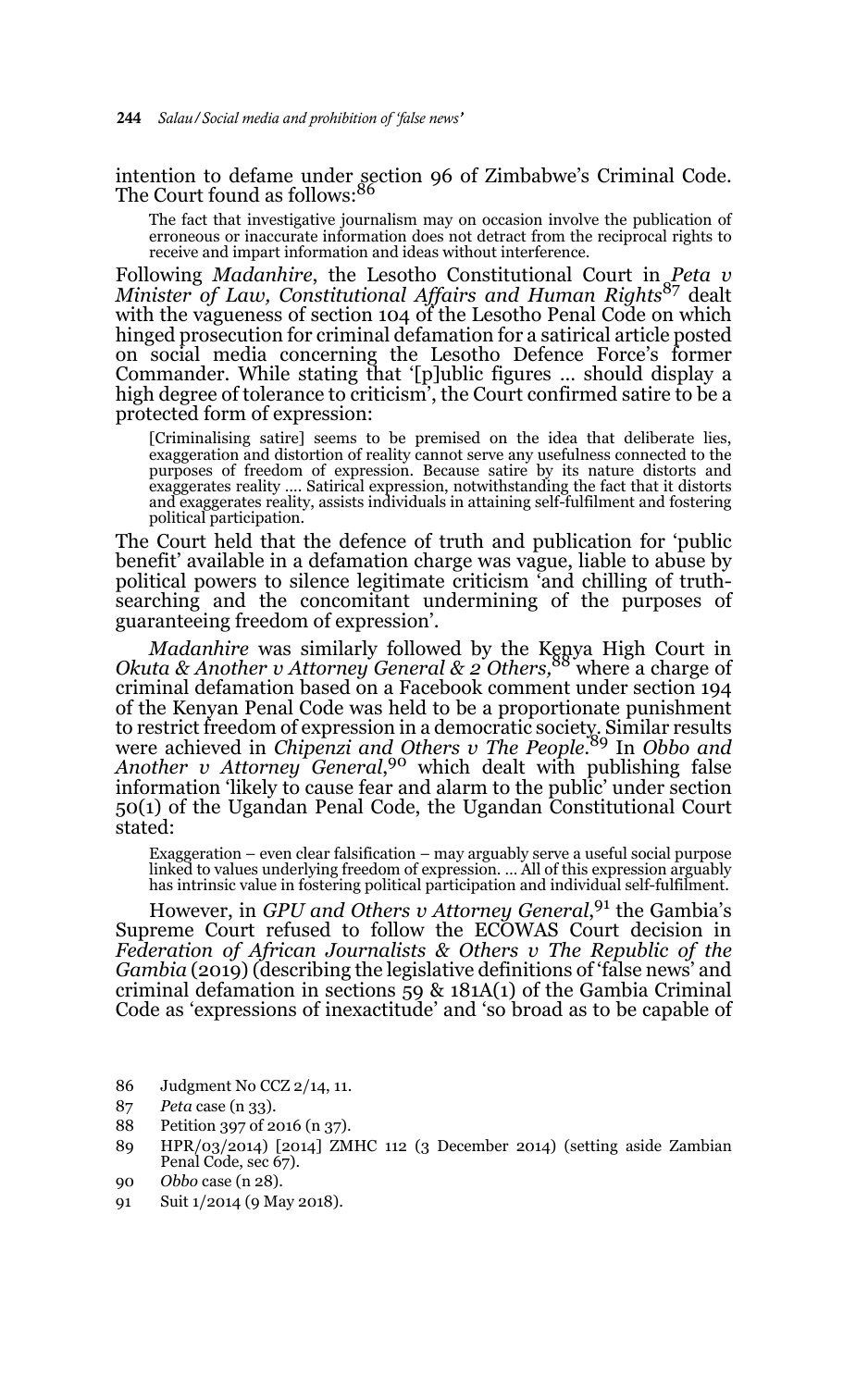intention to defame under section 96 of Zimbabwe's Criminal Code. The Court found as follows:[86]

> The fact that investigative journalism may on occasion involve the publication of erroneous or inaccurate information does not detract from the reciprocal rights to receive and impart information and ideas without interference.

Following *Madanhire*, the Lesotho Constitutional Court in *Peta v Minister of Law, Constitutional Affairs and Human Rights*[87] dealt with the vagueness of section 104 of the Lesotho Penal Code on which hinged prosecution for criminal defamation for a satirical article posted on social media concerning the Lesotho Defence Force's former Commander. While stating that '[p]ublic figures … should display a high degree of tolerance to criticism', the Court confirmed satire to be a protected form of expression:

> [Criminalising satire] seems to be premised on the idea that deliberate lies, exaggeration and distortion of reality cannot serve any usefulness connected to the purposes of freedom of expression. Because satire by its nature distorts and exaggerates reality …. Satirical expression, notwithstanding the fact that it distorts and exaggerates reality, assists individuals in attaining self-fulfilment and fostering political participation.

The Court held that the defence of truth and publication for 'public benefit' available in a defamation charge was vague, liable to abuse by political powers to silence legitimate criticism 'and chilling of truth-searching and the concomitant undermining of the purposes of guaranteeing freedom of expression'.

*Madanhire* was similarly followed by the Kenya High Court in *Okuta & Another v Attorney General & 2 Others,*[88] where a charge of criminal defamation based on a Facebook comment under section 194 of the Kenyan Penal Code was held to be a proportionate punishment to restrict freedom of expression in a democratic society. Similar results were achieved in *Chipenzi and Others v The People*.[89] In *Obbo and Another v Attorney General*,[90] which dealt with publishing false information 'likely to cause fear and alarm to the public' under section 50(1) of the Ugandan Penal Code, the Ugandan Constitutional Court stated:

> Exaggeration – even clear falsification – may arguably serve a useful social purpose linked to values underlying freedom of expression. … All of this expression arguably has intrinsic value in fostering political participation and individual self-fulfilment.

However, in *GPU and Others v Attorney General*,[91] the Gambia's Supreme Court refused to follow the ECOWAS Court decision in *Federation of African Journalists & Others v The Republic of the Gambia* (2019) (describing the legislative definitions of 'false news' and criminal defamation in sections 59 & 181A(1) of the Gambia Criminal Code as 'expressions of inexactitude' and 'so broad as to be capable of

86 Judgment No CCZ 2/14, 11.

87 *Peta* case (n 33).

88 Petition 397 of 2016 (n 37).

89 HPR/03/2014) [2014] ZMHC 112 (3 December 2014) (setting aside Zambian Penal Code, sec 67).

90 *Obbo* case (n 28).

91 Suit 1/2014 (9 May 2018).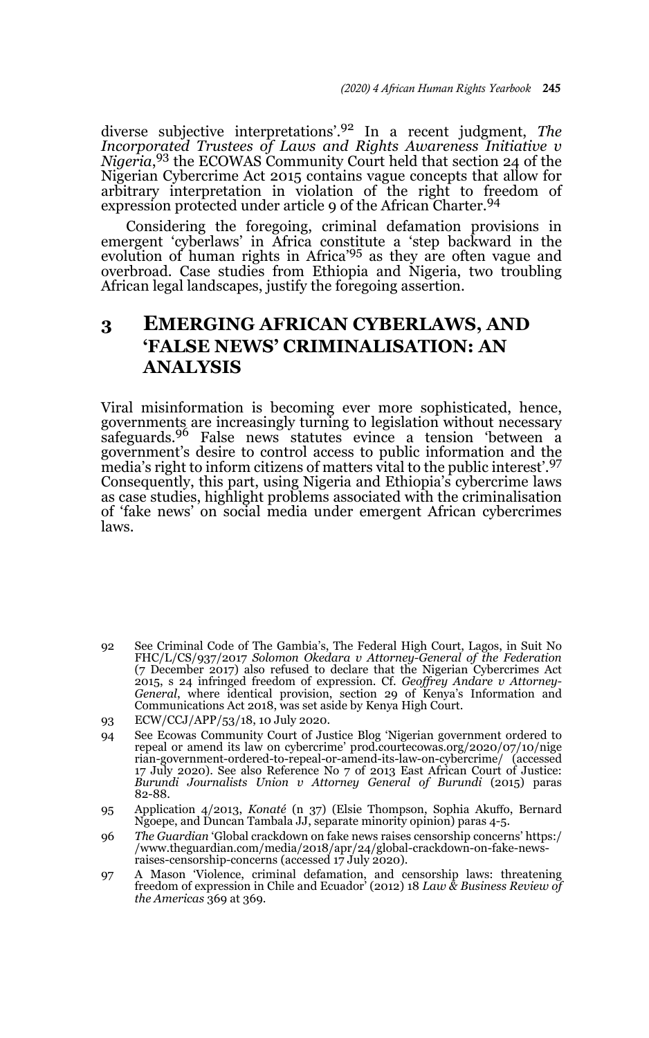diverse subjective interpretations'.[92] In a recent judgment, *The Incorporated Trustees of Laws and Rights Awareness Initiative v Nigeria*,[93] the ECOWAS Community Court held that section 24 of the Nigerian Cybercrime Act 2015 contains vague concepts that allow for arbitrary interpretation in violation of the right to freedom of expression protected under article 9 of the African Charter.[94]

Considering the foregoing, criminal defamation provisions in emergent 'cyberlaws' in Africa constitute a 'step backward in the evolution of human rights in Africa'[95] as they are often vague and overbroad. Case studies from Ethiopia and Nigeria, two troubling African legal landscapes, justify the foregoing assertion.

## 3 EMERGING AFRICAN CYBERLAWS, AND 'FALSE NEWS' CRIMINALISATION: AN ANALYSIS

Viral misinformation is becoming ever more sophisticated, hence, governments are increasingly turning to legislation without necessary safeguards.[96] False news statutes evince a tension 'between a government's desire to control access to public information and the media's right to inform citizens of matters vital to the public interest'.[97] Consequently, this part, using Nigeria and Ethiopia's cybercrime laws as case studies, highlight problems associated with the criminalisation of 'fake news' on social media under emergent African cybercrimes laws.

---

92 See Criminal Code of The Gambia's, The Federal High Court, Lagos, in Suit No FHC/L/CS/937/2017 *Solomon Okedara v Attorney-General of the Federation* (7 December 2017) also refused to declare that the Nigerian Cybercrimes Act 2015, s 24 infringed freedom of expression. Cf. *Geoffrey Andare v Attorney-General*, where identical provision, section 29 of Kenya's Information and Communications Act 2018, was set aside by Kenya High Court.

93 ECW/CCJ/APP/53/18, 10 July 2020.

94 See Ecowas Community Court of Justice Blog 'Nigerian government ordered to repeal or amend its law on cybercrime' prod.courtecowas.org/2020/07/10/nigerian-government-ordered-to-repeal-or-amend-its-law-on-cybercrime/ (accessed 17 July 2020). See also Reference No 7 of 2013 East African Court of Justice: *Burundi Journalists Union v Attorney General of Burundi* (2015) paras 82-88.

95 Application 4/2013, *Konaté* (n 37) (Elsie Thompson, Sophia Akuffo, Bernard Ngoepe, and Duncan Tambala JJ, separate minority opinion) paras 4-5.

96 *The Guardian* 'Global crackdown on fake news raises censorship concerns' https://www.theguardian.com/media/2018/apr/24/global-crackdown-on-fake-news-raises-censorship-concerns (accessed 17 July 2020).

97 A Mason 'Violence, criminal defamation, and censorship laws: threatening freedom of expression in Chile and Ecuador' (2012) 18 *Law & Business Review of the Americas* 369 at 369.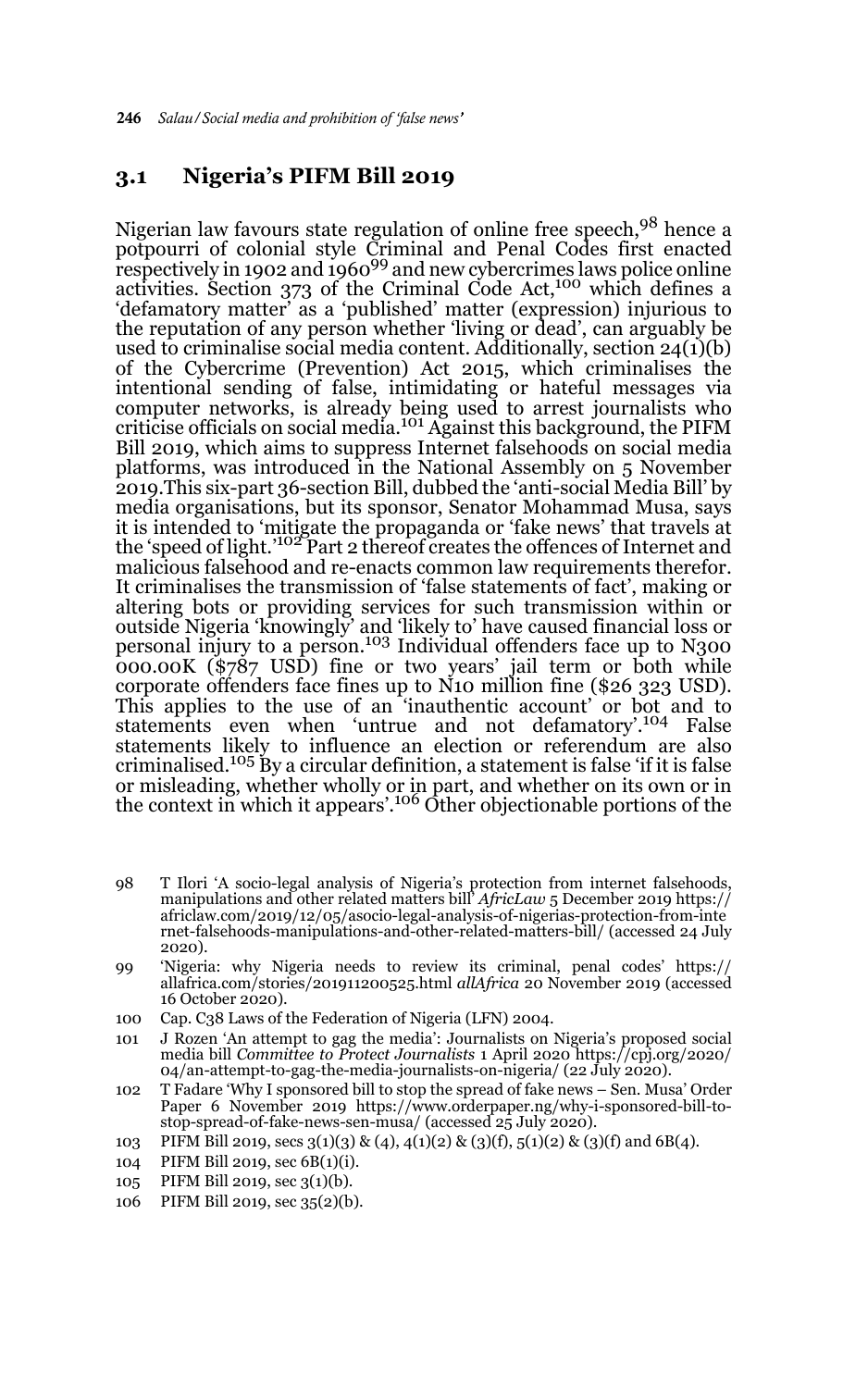### 3.1 Nigeria's PIFM Bill 2019

Nigerian law favours state regulation of online free speech,[98] hence a potpourri of colonial style Criminal and Penal Codes first enacted respectively in 1902 and 1960[99] and new cybercrimes laws police online activities. Section 373 of the Criminal Code Act,[100] which defines a 'defamatory matter' as a 'published' matter (expression) injurious to the reputation of any person whether 'living or dead', can arguably be used to criminalise social media content. Additionally, section 24(1)(b) of the Cybercrime (Prevention) Act 2015, which criminalises the intentional sending of false, intimidating or hateful messages via computer networks, is already being used to arrest journalists who criticise officials on social media.[101] Against this background, the PIFM Bill 2019, which aims to suppress Internet falsehoods on social media platforms, was introduced in the National Assembly on 5 November 2019.This six-part 36-section Bill, dubbed the 'anti-social Media Bill' by media organisations, but its sponsor, Senator Mohammad Musa, says it is intended to 'mitigate the propaganda or 'fake news' that travels at the 'speed of light.'[102] Part 2 thereof creates the offences of Internet and malicious falsehood and re-enacts common law requirements therefor. It criminalises the transmission of 'false statements of fact', making or altering bots or providing services for such transmission within or outside Nigeria 'knowingly' and 'likely to' have caused financial loss or personal injury to a person.[103] Individual offenders face up to N300 000.00K ($787 USD) fine or two years' jail term or both while corporate offenders face fines up to N10 million fine ($26 323 USD). This applies to the use of an 'inauthentic account' or bot and to statements even when 'untrue and not defamatory'.[104] False statements likely to influence an election or referendum are also criminalised.[105] By a circular definition, a statement is false 'if it is false or misleading, whether wholly or in part, and whether on its own or in the context in which it appears'.[106] Other objectionable portions of the

98 T Ilori 'A socio-legal analysis of Nigeria's protection from internet falsehoods, manipulations and other related matters bill' *AfricLaw* 5 December 2019 https://africlaw.com/2019/12/05/asocio-legal-analysis-of-nigerias-protection-from-internet-falsehoods-manipulations-and-other-related-matters-bill/ (accessed 24 July 2020).

99 'Nigeria: why Nigeria needs to review its criminal, penal codes' https://allafrica.com/stories/201911200525.html *allAfrica* 20 November 2019 (accessed 16 October 2020).

100 Cap. C38 Laws of the Federation of Nigeria (LFN) 2004.

101 J Rozen 'An attempt to gag the media': Journalists on Nigeria's proposed social media bill *Committee to Protect Journalists* 1 April 2020 https://cpj.org/2020/04/an-attempt-to-gag-the-media-journalists-on-nigeria/ (22 July 2020).

102 T Fadare 'Why I sponsored bill to stop the spread of fake news – Sen. Musa' Order Paper 6 November 2019 https://www.orderpaper.ng/why-i-sponsored-bill-to-stop-spread-of-fake-news-sen-musa/ (accessed 25 July 2020).

103 PIFM Bill 2019, secs 3(1)(3) & (4), 4(1)(2) & (3)(f), 5(1)(2) & (3)(f) and 6B(4).

104 PIFM Bill 2019, sec 6B(1)(i).

105 PIFM Bill 2019, sec 3(1)(b).

106 PIFM Bill 2019, sec 35(2)(b).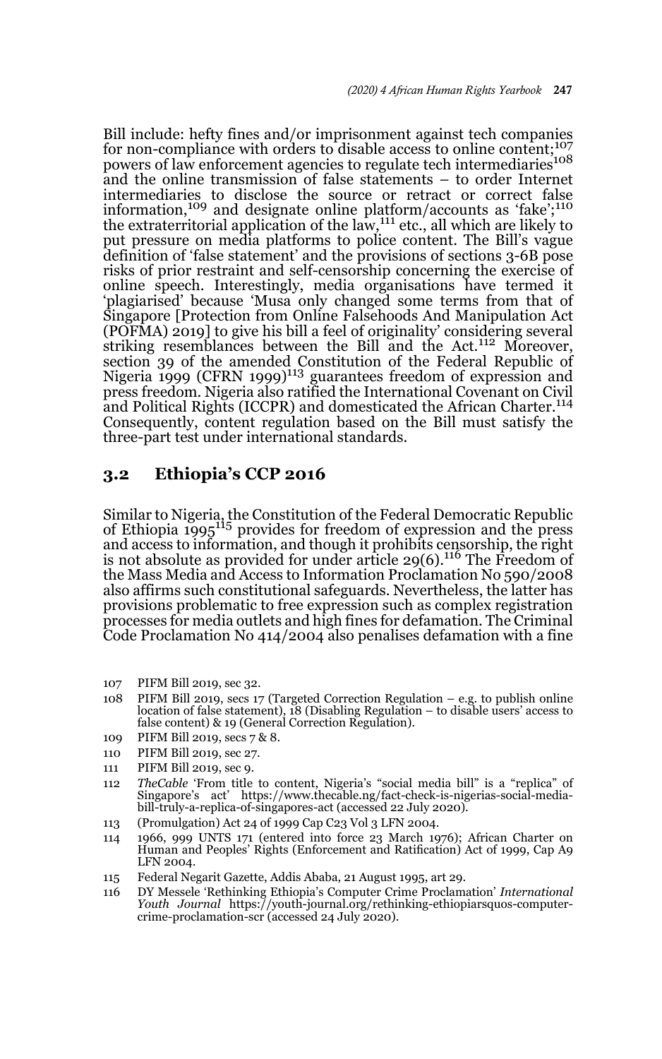Bill include: hefty fines and/or imprisonment against tech companies for non-compliance with orders to disable access to online content;[107] powers of law enforcement agencies to regulate tech intermediaries[108] and the online transmission of false statements – to order Internet intermediaries to disclose the source or retract or correct false information,[109] and designate online platform/accounts as 'fake';[110] the extraterritorial application of the law,[111] etc., all which are likely to put pressure on media platforms to police content. The Bill's vague definition of 'false statement' and the provisions of sections 3-6B pose risks of prior restraint and self-censorship concerning the exercise of online speech. Interestingly, media organisations have termed it 'plagiarised' because 'Musa only changed some terms from that of Singapore [Protection from Online Falsehoods And Manipulation Act (POFMA) 2019] to give his bill a feel of originality' considering several striking resemblances between the Bill and the Act.[112] Moreover, section 39 of the amended Constitution of the Federal Republic of Nigeria 1999 (CFRN 1999)[113] guarantees freedom of expression and press freedom. Nigeria also ratified the International Covenant on Civil and Political Rights (ICCPR) and domesticated the African Charter.[114] Consequently, content regulation based on the Bill must satisfy the three-part test under international standards.

## 3.2 Ethiopia's CCP 2016

Similar to Nigeria, the Constitution of the Federal Democratic Republic of Ethiopia 1995[115] provides for freedom of expression and the press and access to information, and though it prohibits censorship, the right is not absolute as provided for under article 29(6).[116] The Freedom of the Mass Media and Access to Information Proclamation No 590/2008 also affirms such constitutional safeguards. Nevertheless, the latter has provisions problematic to free expression such as complex registration processes for media outlets and high fines for defamation. The Criminal Code Proclamation No 414/2004 also penalises defamation with a fine

107 PIFM Bill 2019, sec 32.

108 PIFM Bill 2019, secs 17 (Targeted Correction Regulation – e.g. to publish online location of false statement), 18 (Disabling Regulation – to disable users' access to false content) & 19 (General Correction Regulation).

109 PIFM Bill 2019, secs 7 & 8.

110 PIFM Bill 2019, sec 27.

111 PIFM Bill 2019, sec 9.

112 *TheCable* 'From title to content, Nigeria's "social media bill" is a "replica" of Singapore's act' https://www.thecable.ng/fact-check-is-nigerias-social-media-bill-truly-a-replica-of-singapores-act (accessed 22 July 2020).

113 (Promulgation) Act 24 of 1999 Cap C23 Vol 3 LFN 2004.

114 1966, 999 UNTS 171 (entered into force 23 March 1976); African Charter on Human and Peoples' Rights (Enforcement and Ratification) Act of 1999, Cap A9 LFN 2004.

115 Federal Negarit Gazette, Addis Ababa, 21 August 1995, art 29.

116 DY Messele 'Rethinking Ethiopia's Computer Crime Proclamation' *International Youth Journal* https://youth-journal.org/rethinking-ethiopiarsquos-computer-crime-proclamation-scr (accessed 24 July 2020).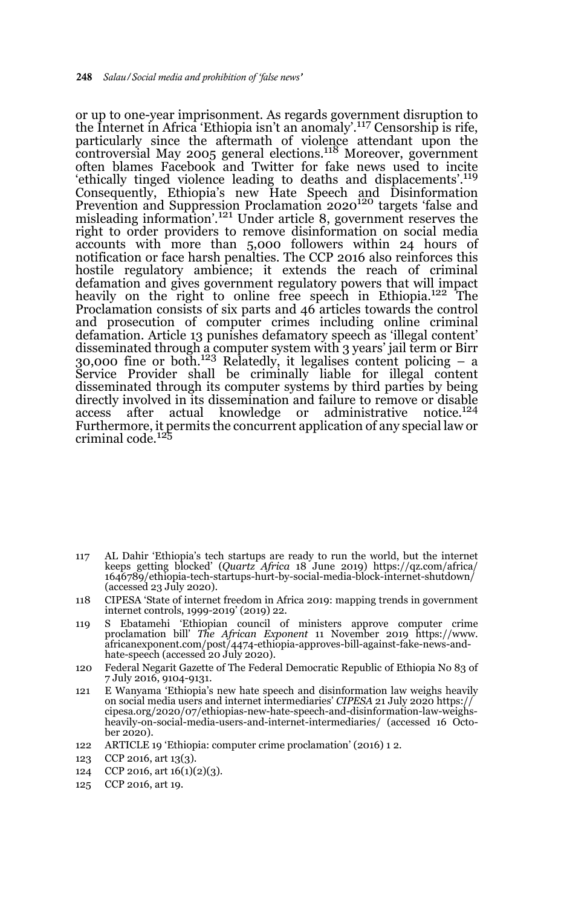or up to one-year imprisonment. As regards government disruption to the Internet in Africa 'Ethiopia isn't an anomaly'.[117] Censorship is rife, particularly since the aftermath of violence attendant upon the controversial May 2005 general elections.[118] Moreover, government often blames Facebook and Twitter for fake news used to incite 'ethically tinged violence leading to deaths and displacements'.[119] Consequently, Ethiopia's new Hate Speech and Disinformation Prevention and Suppression Proclamation 2020[120] targets 'false and misleading information'.[121] Under article 8, government reserves the right to order providers to remove disinformation on social media accounts with more than 5,000 followers within 24 hours of notification or face harsh penalties. The CCP 2016 also reinforces this hostile regulatory ambience; it extends the reach of criminal defamation and gives government regulatory powers that will impact heavily on the right to online free speech in Ethiopia.[122] The Proclamation consists of six parts and 46 articles towards the control and prosecution of computer crimes including online criminal defamation. Article 13 punishes defamatory speech as 'illegal content' disseminated through a computer system with 3 years' jail term or Birr 30,000 fine or both.[123] Relatedly, it legalises content policing – a Service Provider shall be criminally liable for illegal content disseminated through its computer systems by third parties by being directly involved in its dissemination and failure to remove or disable access after actual knowledge or administrative notice.[124] Furthermore, it permits the concurrent application of any special law or criminal code.[125]

117 AL Dahir 'Ethiopia's tech startups are ready to run the world, but the internet keeps getting blocked' (*Quartz Africa* 18 June 2019) https://qz.com/africa/1646789/ethiopia-tech-startups-hurt-by-social-media-block-internet-shutdown/ (accessed 23 July 2020).

118 CIPESA 'State of internet freedom in Africa 2019: mapping trends in government internet controls, 1999-2019' (2019) 22.

119 S Ebatamehi 'Ethiopian council of ministers approve computer crime proclamation bill' *The African Exponent* 11 November 2019 https://www.africanexponent.com/post/4474-ethiopia-approves-bill-against-fake-news-and-hate-speech (accessed 20 July 2020).

120 Federal Negarit Gazette of The Federal Democratic Republic of Ethiopia No 83 of 7 July 2016, 9104-9131.

121 E Wanyama 'Ethiopia's new hate speech and disinformation law weighs heavily on social media users and internet intermediaries' *CIPESA* 21 July 2020 https://cipesa.org/2020/07/ethiopias-new-hate-speech-and-disinformation-law-weighs-heavily-on-social-media-users-and-internet-intermediaries/ (accessed 16 October 2020).

122 ARTICLE 19 'Ethiopia: computer crime proclamation' (2016) 1 2.

123 CCP 2016, art 13(3).

124 CCP 2016, art 16(1)(2)(3).

125 CCP 2016, art 19.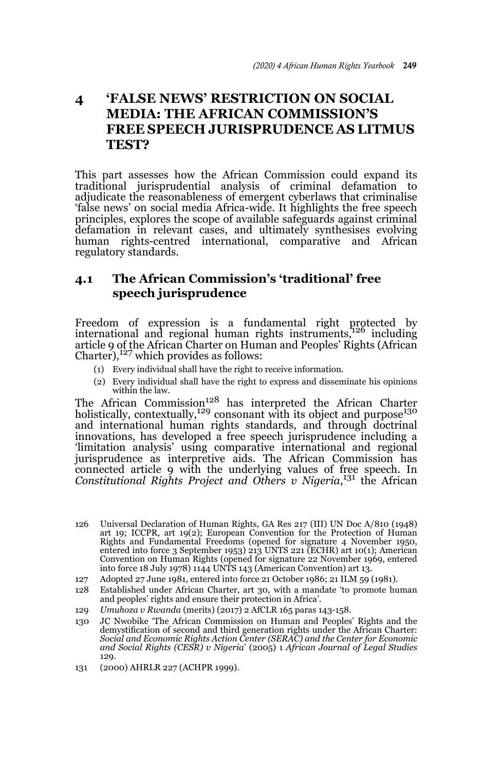## 4 'FALSE NEWS' RESTRICTION ON SOCIAL MEDIA: THE AFRICAN COMMISSION'S FREE SPEECH JURISPRUDENCE AS LITMUS TEST?

This part assesses how the African Commission could expand its traditional jurisprudential analysis of criminal defamation to adjudicate the reasonableness of emergent cyberlaws that criminalise 'false news' on social media Africa-wide. It highlights the free speech principles, explores the scope of available safeguards against criminal defamation in relevant cases, and ultimately synthesises evolving human rights-centred international, comparative and African regulatory standards.

### 4.1 The African Commission's 'traditional' free speech jurisprudence

Freedom of expression is a fundamental right protected by international and regional human rights instruments,[126] including article 9 of the African Charter on Human and Peoples' Rights (African Charter),[127] which provides as follows:

(1) Every individual shall have the right to receive information.
(2) Every individual shall have the right to express and disseminate his opinions within the law.

The African Commission[128] has interpreted the African Charter holistically, contextually,[129] consonant with its object and purpose[130] and international human rights standards, and through doctrinal innovations, has developed a free speech jurisprudence including a 'limitation analysis' using comparative international and regional jurisprudence as interpretive aids. The African Commission has connected article 9 with the underlying values of free speech. In *Constitutional Rights Project and Others v Nigeria*,[131] the African

---

126 Universal Declaration of Human Rights, GA Res 217 (III) UN Doc A/810 (1948) art 19; ICCPR, art 19(2); European Convention for the Protection of Human Rights and Fundamental Freedoms (opened for signature 4 November 1950, entered into force 3 September 1953) 213 UNTS 221 (ECHR) art 10(1); American Convention on Human Rights (opened for signature 22 November 1969, entered into force 18 July 1978) 1144 UNTS 143 (American Convention) art 13.

127 Adopted 27 June 1981, entered into force 21 October 1986; 21 ILM 59 (1981).

128 Established under African Charter, art 30, with a mandate 'to promote human and peoples' rights and ensure their protection in Africa'.

129 *Umuhoza v Rwanda* (merits) (2017) 2 AfCLR 165 paras 143-158.

130 JC Nwobike 'The African Commission on Human and Peoples' Rights and the demystification of second and third generation rights under the African Charter: *Social and Economic Rights Action Center (SERAC) and the Center for Economic and Social Rights (CESR) v Nigeria*' (2005) 1 *African Journal of Legal Studies* 129.

131 (2000) AHRLR 227 (ACHPR 1999).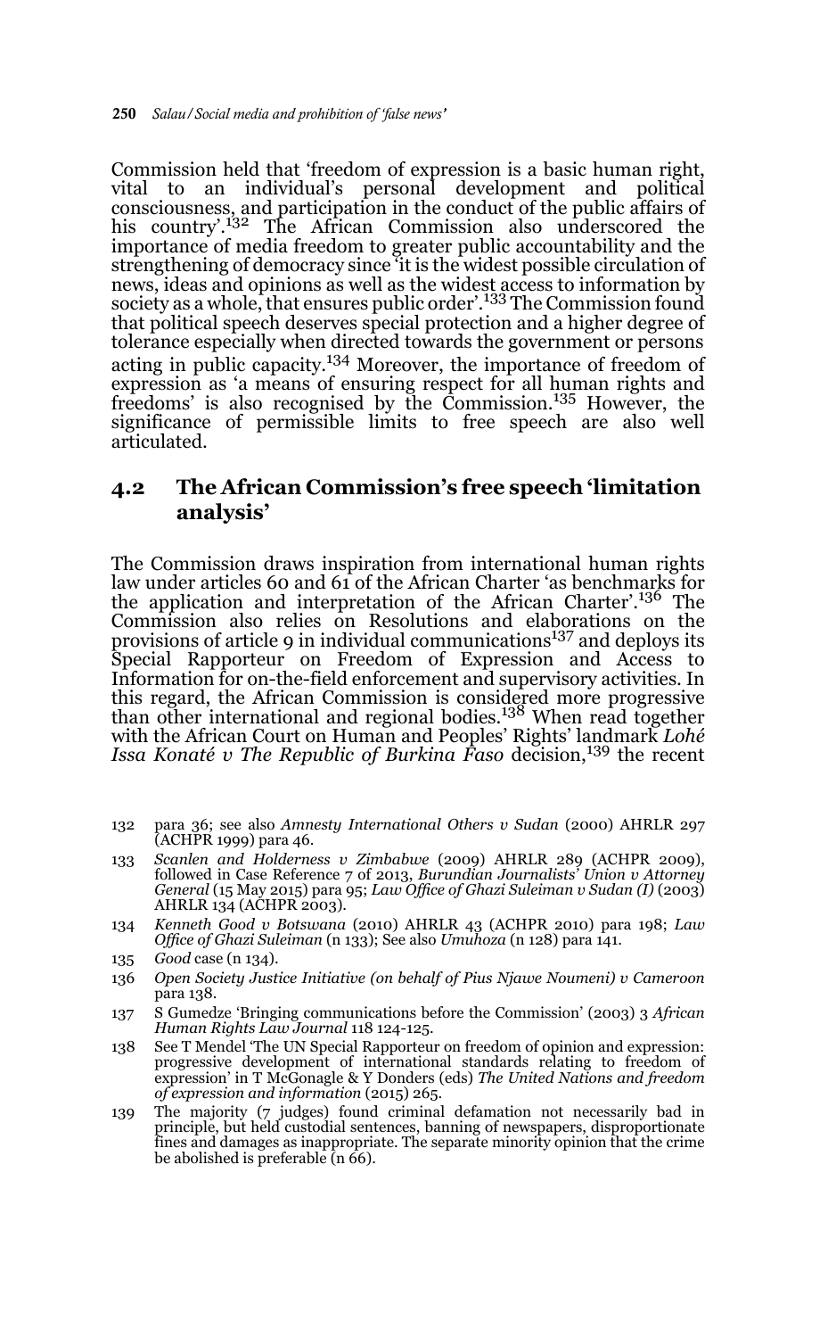Commission held that 'freedom of expression is a basic human right, vital to an individual's personal development and political consciousness, and participation in the conduct of the public affairs of his country'.[132] The African Commission also underscored the importance of media freedom to greater public accountability and the strengthening of democracy since 'it is the widest possible circulation of news, ideas and opinions as well as the widest access to information by society as a whole, that ensures public order'.[133] The Commission found that political speech deserves special protection and a higher degree of tolerance especially when directed towards the government or persons acting in public capacity.[134] Moreover, the importance of freedom of expression as 'a means of ensuring respect for all human rights and freedoms' is also recognised by the Commission.[135] However, the significance of permissible limits to free speech are also well articulated.

## 4.2 The African Commission's free speech 'limitation analysis'

The Commission draws inspiration from international human rights law under articles 60 and 61 of the African Charter 'as benchmarks for the application and interpretation of the African Charter'.[136] The Commission also relies on Resolutions and elaborations on the provisions of article 9 in individual communications[137] and deploys its Special Rapporteur on Freedom of Expression and Access to Information for on-the-field enforcement and supervisory activities. In this regard, the African Commission is considered more progressive than other international and regional bodies.[138] When read together with the African Court on Human and Peoples' Rights' landmark *Lohé Issa Konaté v The Republic of Burkina Faso* decision,[139] the recent

---

132 para 36; see also *Amnesty International Others v Sudan* (2000) AHRLR 297 (ACHPR 1999) para 46.

133 *Scanlen and Holderness v Zimbabwe* (2009) AHRLR 289 (ACHPR 2009), followed in Case Reference 7 of 2013, *Burundian Journalists' Union v Attorney General* (15 May 2015) para 95; *Law Office of Ghazi Suleiman v Sudan (I)* (2003) AHRLR 134 (ACHPR 2003).

134 *Kenneth Good v Botswana* (2010) AHRLR 43 (ACHPR 2010) para 198; *Law Office of Ghazi Suleiman* (n 133); See also *Umuhoza* (n 128) para 141.

135 *Good* case (n 134).

136 *Open Society Justice Initiative (on behalf of Pius Njawe Noumeni) v Cameroon* para 138.

137 S Gumedze 'Bringing communications before the Commission' (2003) 3 *African Human Rights Law Journal* 118 124-125.

138 See T Mendel 'The UN Special Rapporteur on freedom of opinion and expression: progressive development of international standards relating to freedom of expression' in T McGonagle & Y Donders (eds) *The United Nations and freedom of expression and information* (2015) 265.

139 The majority (7 judges) found criminal defamation not necessarily bad in principle, but held custodial sentences, banning of newspapers, disproportionate fines and damages as inappropriate. The separate minority opinion that the crime be abolished is preferable (n 66).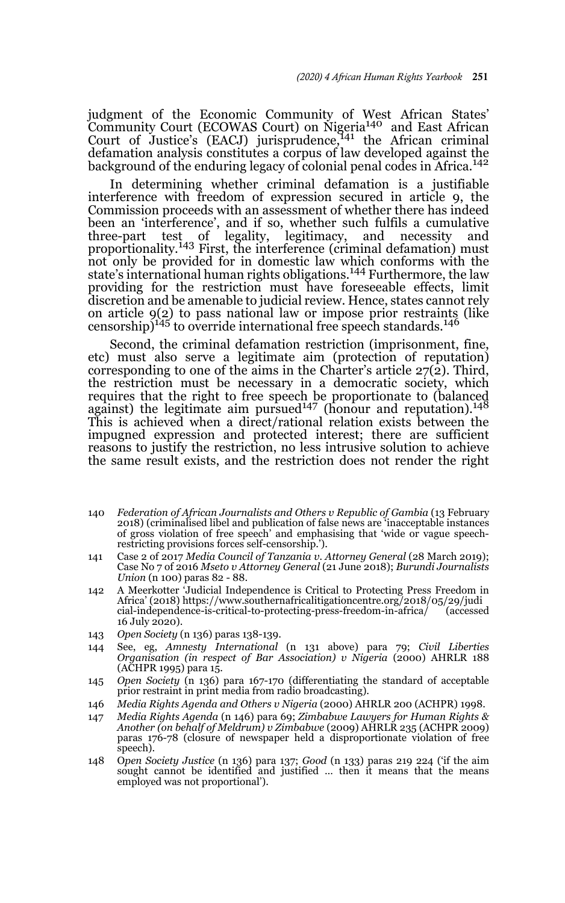judgment of the Economic Community of West African States' Community Court (ECOWAS Court) on Nigeria[140] and East African Court of Justice's (EACJ) jurisprudence,[141] the African criminal defamation analysis constitutes a corpus of law developed against the background of the enduring legacy of colonial penal codes in Africa.[142]

In determining whether criminal defamation is a justifiable interference with freedom of expression secured in article 9, the Commission proceeds with an assessment of whether there has indeed been an 'interference', and if so, whether such fulfils a cumulative three-part test of legality, legitimacy, and necessity and proportionality.[143] First, the interference (criminal defamation) must not only be provided for in domestic law which conforms with the state's international human rights obligations.[144] Furthermore, the law providing for the restriction must have foreseeable effects, limit discretion and be amenable to judicial review. Hence, states cannot rely on article 9(2) to pass national law or impose prior restraints (like censorship)[145] to override international free speech standards.[146]

Second, the criminal defamation restriction (imprisonment, fine, etc) must also serve a legitimate aim (protection of reputation) corresponding to one of the aims in the Charter's article 27(2). Third, the restriction must be necessary in a democratic society, which requires that the right to free speech be proportionate to (balanced against) the legitimate aim pursued[147] (honour and reputation).[148] This is achieved when a direct/rational relation exists between the impugned expression and protected interest; there are sufficient reasons to justify the restriction, no less intrusive solution to achieve the same result exists, and the restriction does not render the right

---

140 *Federation of African Journalists and Others v Republic of Gambia* (13 February 2018) (criminalised libel and publication of false news are 'inacceptable instances of gross violation of free speech' and emphasising that 'wide or vague speech-restricting provisions forces self-censorship.').

141 Case 2 of 2017 *Media Council of Tanzania v. Attorney General* (28 March 2019); Case No 7 of 2016 *Mseto v Attorney General* (21 June 2018); *Burundi Journalists Union* (n 100) paras 82 - 88.

142 A Meerkotter 'Judicial Independence is Critical to Protecting Press Freedom in Africa' (2018) https://www.southernafricalitigationcentre.org/2018/05/29/judicial-independence-is-critical-to-protecting-press-freedom-in-africa/ (accessed 16 July 2020).

143 *Open Society* (n 136) paras 138-139.

144 See, eg, *Amnesty International* (n 131 above) para 79; *Civil Liberties Organisation (in respect of Bar Association) v Nigeria* (2000) AHRLR 188 (ACHPR 1995) para 15.

145 *Open Society* (n 136) para 167-170 (differentiating the standard of acceptable prior restraint in print media from radio broadcasting).

146 *Media Rights Agenda and Others v Nigeria* (2000) AHRLR 200 (ACHPR) 1998.

147 *Media Rights Agenda* (n 146) para 69; *Zimbabwe Lawyers for Human Rights & Another (on behalf of Meldrum) v Zimbabwe* (2009) AHRLR 235 (ACHPR 2009) paras 176-78 (closure of newspaper held a disproportionate violation of free speech).

148 O*pen Society Justice* (n 136) para 137; *Good* (n 133) paras 219 224 ('if the aim sought cannot be identified and justified … then it means that the means employed was not proportional').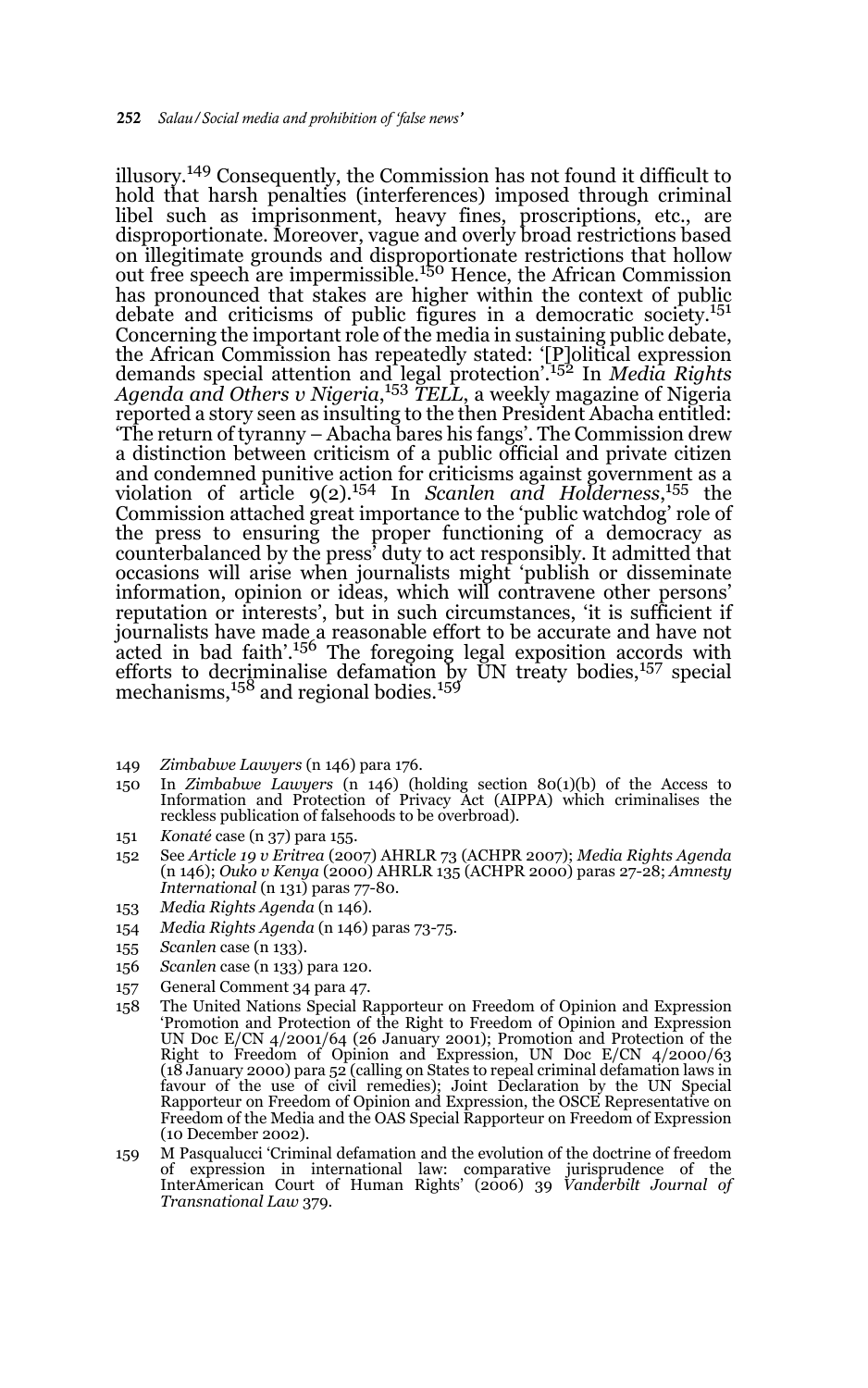illusory.[149] Consequently, the Commission has not found it difficult to hold that harsh penalties (interferences) imposed through criminal libel such as imprisonment, heavy fines, proscriptions, etc., are disproportionate. Moreover, vague and overly broad restrictions based on illegitimate grounds and disproportionate restrictions that hollow out free speech are impermissible.[150] Hence, the African Commission has pronounced that stakes are higher within the context of public debate and criticisms of public figures in a democratic society.[151] Concerning the important role of the media in sustaining public debate, the African Commission has repeatedly stated: '[P]olitical expression demands special attention and legal protection'.[152] In *Media Rights Agenda and Others v Nigeria*,[153] *TELL*, a weekly magazine of Nigeria reported a story seen as insulting to the then President Abacha entitled: 'The return of tyranny – Abacha bares his fangs'. The Commission drew a distinction between criticism of a public official and private citizen and condemned punitive action for criticisms against government as a violation of article 9(2).[154] In *Scanlen and Holderness*,[155] the Commission attached great importance to the 'public watchdog' role of the press to ensuring the proper functioning of a democracy as counterbalanced by the press' duty to act responsibly. It admitted that occasions will arise when journalists might 'publish or disseminate information, opinion or ideas, which will contravene other persons' reputation or interests', but in such circumstances, 'it is sufficient if journalists have made a reasonable effort to be accurate and have not acted in bad faith'.[156] The foregoing legal exposition accords with efforts to decriminalise defamation by UN treaty bodies,[157] special mechanisms,[158] and regional bodies.[159]

149 *Zimbabwe Lawyers* (n 146) para 176.

150 In *Zimbabwe Lawyers* (n 146) (holding section 80(1)(b) of the Access to Information and Protection of Privacy Act (AIPPA) which criminalises the reckless publication of falsehoods to be overbroad).

151 *Konaté* case (n 37) para 155.

152 See *Article 19 v Eritrea* (2007) AHRLR 73 (ACHPR 2007); *Media Rights Agenda* (n 146); *Ouko v Kenya* (2000) AHRLR 135 (ACHPR 2000) paras 27-28; *Amnesty International* (n 131) paras 77-80.

153 *Media Rights Agenda* (n 146).

154 *Media Rights Agenda* (n 146) paras 73-75.

155 *Scanlen* case (n 133).

156 *Scanlen* case (n 133) para 120.

157 General Comment 34 para 47.

158 The United Nations Special Rapporteur on Freedom of Opinion and Expression 'Promotion and Protection of the Right to Freedom of Opinion and Expression UN Doc E/CN 4/2001/64 (26 January 2001); Promotion and Protection of the Right to Freedom of Opinion and Expression, UN Doc E/CN 4/2000/63 (18 January 2000) para 52 (calling on States to repeal criminal defamation laws in favour of the use of civil remedies); Joint Declaration by the UN Special Rapporteur on Freedom of Opinion and Expression, the OSCE Representative on Freedom of the Media and the OAS Special Rapporteur on Freedom of Expression (10 December 2002).

159 M Pasqualucci 'Criminal defamation and the evolution of the doctrine of freedom of expression in international law: comparative jurisprudence of the InterAmerican Court of Human Rights' (2006) 39 *Vanderbilt Journal of Transnational Law* 379.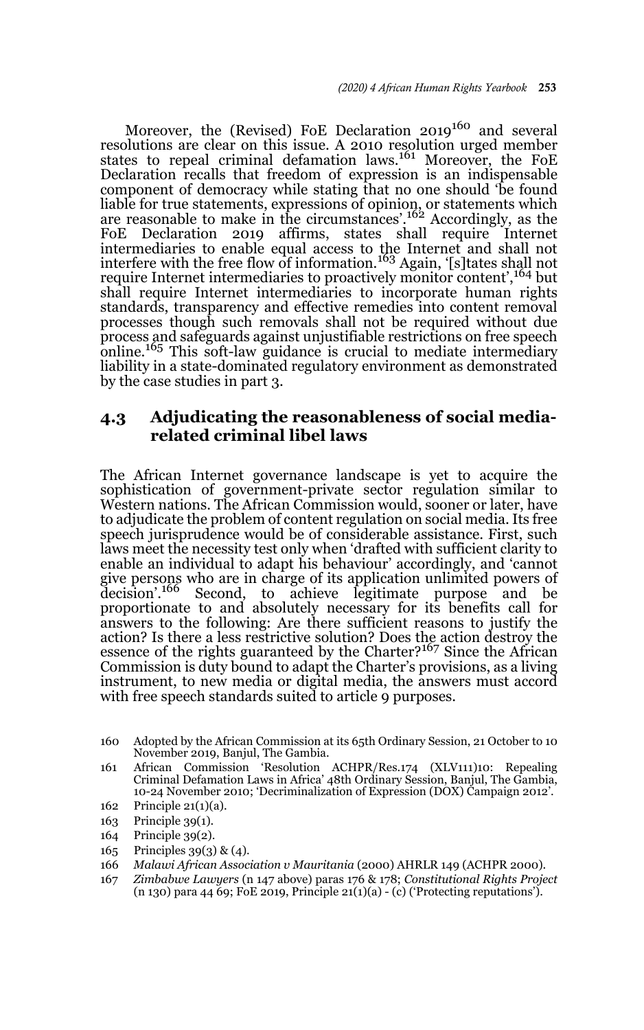Moreover, the (Revised) FoE Declaration 2019[160] and several resolutions are clear on this issue. A 2010 resolution urged member states to repeal criminal defamation laws.[161] Moreover, the FoE Declaration recalls that freedom of expression is an indispensable component of democracy while stating that no one should 'be found liable for true statements, expressions of opinion, or statements which are reasonable to make in the circumstances'.[162] Accordingly, as the FoE Declaration 2019 affirms, states shall require Internet intermediaries to enable equal access to the Internet and shall not interfere with the free flow of information.[163] Again, '[s]tates shall not require Internet intermediaries to proactively monitor content',[164] but shall require Internet intermediaries to incorporate human rights standards, transparency and effective remedies into content removal processes though such removals shall not be required without due process and safeguards against unjustifiable restrictions on free speech online.[165] This soft-law guidance is crucial to mediate intermediary liability in a state-dominated regulatory environment as demonstrated by the case studies in part 3.

## 4.3 Adjudicating the reasonableness of social media-related criminal libel laws

The African Internet governance landscape is yet to acquire the sophistication of government-private sector regulation similar to Western nations. The African Commission would, sooner or later, have to adjudicate the problem of content regulation on social media. Its free speech jurisprudence would be of considerable assistance. First, such laws meet the necessity test only when 'drafted with sufficient clarity to enable an individual to adapt his behaviour' accordingly, and 'cannot give persons who are in charge of its application unlimited powers of decision'.[166] Second, to achieve legitimate purpose and be proportionate to and absolutely necessary for its benefits call for answers to the following: Are there sufficient reasons to justify the action? Is there a less restrictive solution? Does the action destroy the essence of the rights guaranteed by the Charter?[167] Since the African Commission is duty bound to adapt the Charter's provisions, as a living instrument, to new media or digital media, the answers must accord with free speech standards suited to article 9 purposes.

160 Adopted by the African Commission at its 65th Ordinary Session, 21 October to 10 November 2019, Banjul, The Gambia.

161 African Commission 'Resolution ACHPR/Res.174 (XLV111)10: Repealing Criminal Defamation Laws in Africa' 48th Ordinary Session, Banjul, The Gambia, 10-24 November 2010; 'Decriminalization of Expression (DOX) Campaign 2012'.

162 Principle 21(1)(a).

163 Principle 39(1).

164 Principle 39(2).

165 Principles 39(3) & (4).

166 *Malawi African Association v Mauritania* (2000) AHRLR 149 (ACHPR 2000).

167 *Zimbabwe Lawyers* (n 147 above) paras 176 & 178; *Constitutional Rights Project* (n 130) para 44 69; FoE 2019, Principle 21(1)(a) - (c) ('Protecting reputations').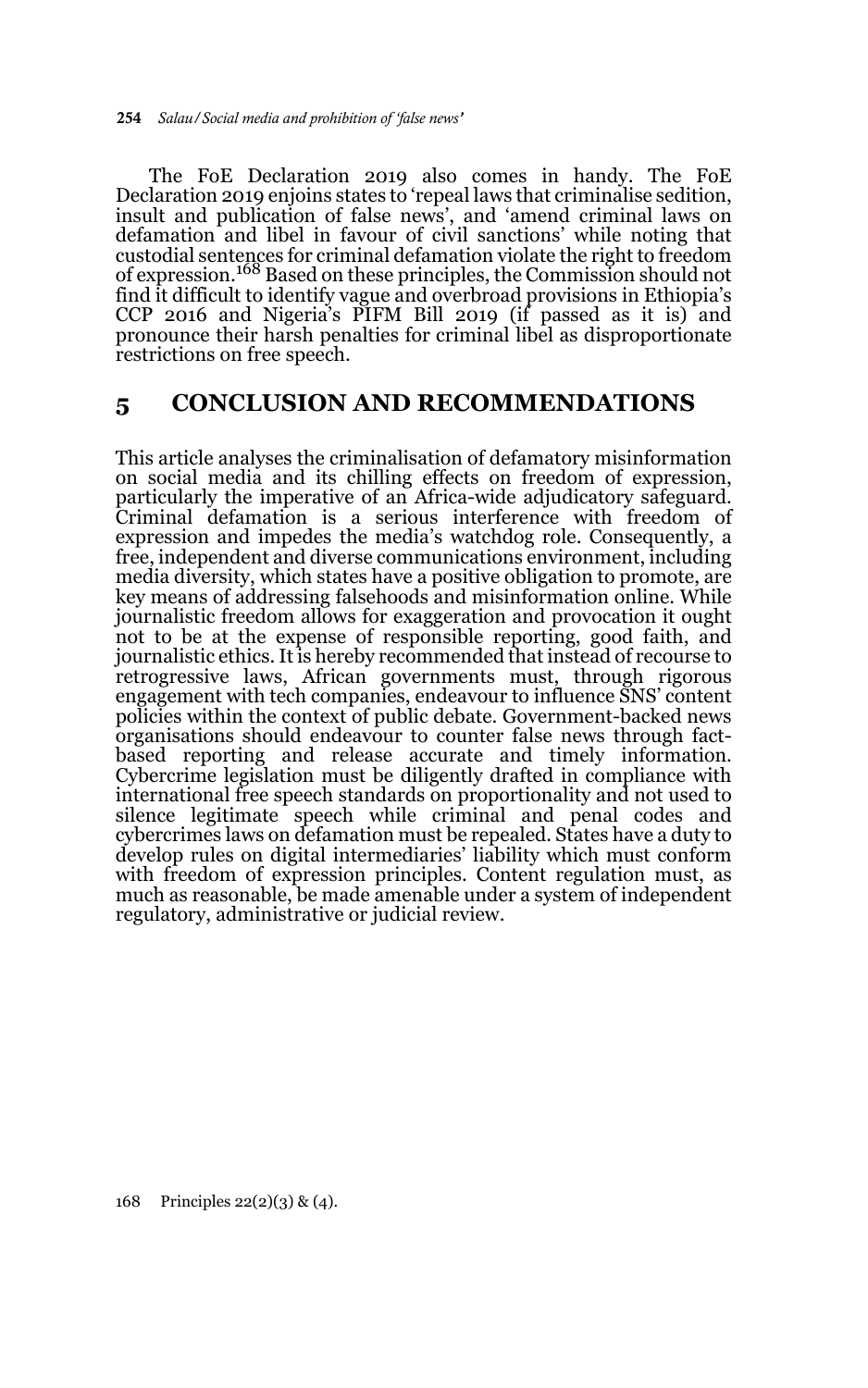The FoE Declaration 2019 also comes in handy. The FoE Declaration 2019 enjoins states to 'repeal laws that criminalise sedition, insult and publication of false news', and 'amend criminal laws on defamation and libel in favour of civil sanctions' while noting that custodial sentences for criminal defamation violate the right to freedom of expression.[168] Based on these principles, the Commission should not find it difficult to identify vague and overbroad provisions in Ethiopia's CCP 2016 and Nigeria's PIFM Bill 2019 (if passed as it is) and pronounce their harsh penalties for criminal libel as disproportionate restrictions on free speech.

## 5 CONCLUSION AND RECOMMENDATIONS

This article analyses the criminalisation of defamatory misinformation on social media and its chilling effects on freedom of expression, particularly the imperative of an Africa-wide adjudicatory safeguard. Criminal defamation is a serious interference with freedom of expression and impedes the media's watchdog role. Consequently, a free, independent and diverse communications environment, including media diversity, which states have a positive obligation to promote, are key means of addressing falsehoods and misinformation online. While journalistic freedom allows for exaggeration and provocation it ought not to be at the expense of responsible reporting, good faith, and journalistic ethics. It is hereby recommended that instead of recourse to retrogressive laws, African governments must, through rigorous engagement with tech companies, endeavour to influence SNS' content policies within the context of public debate. Government-backed news organisations should endeavour to counter false news through fact-based reporting and release accurate and timely information. Cybercrime legislation must be diligently drafted in compliance with international free speech standards on proportionality and not used to silence legitimate speech while criminal and penal codes and cybercrimes laws on defamation must be repealed. States have a duty to develop rules on digital intermediaries' liability which must conform with freedom of expression principles. Content regulation must, as much as reasonable, be made amenable under a system of independent regulatory, administrative or judicial review.

168 Principles 22(2)(3) & (4).